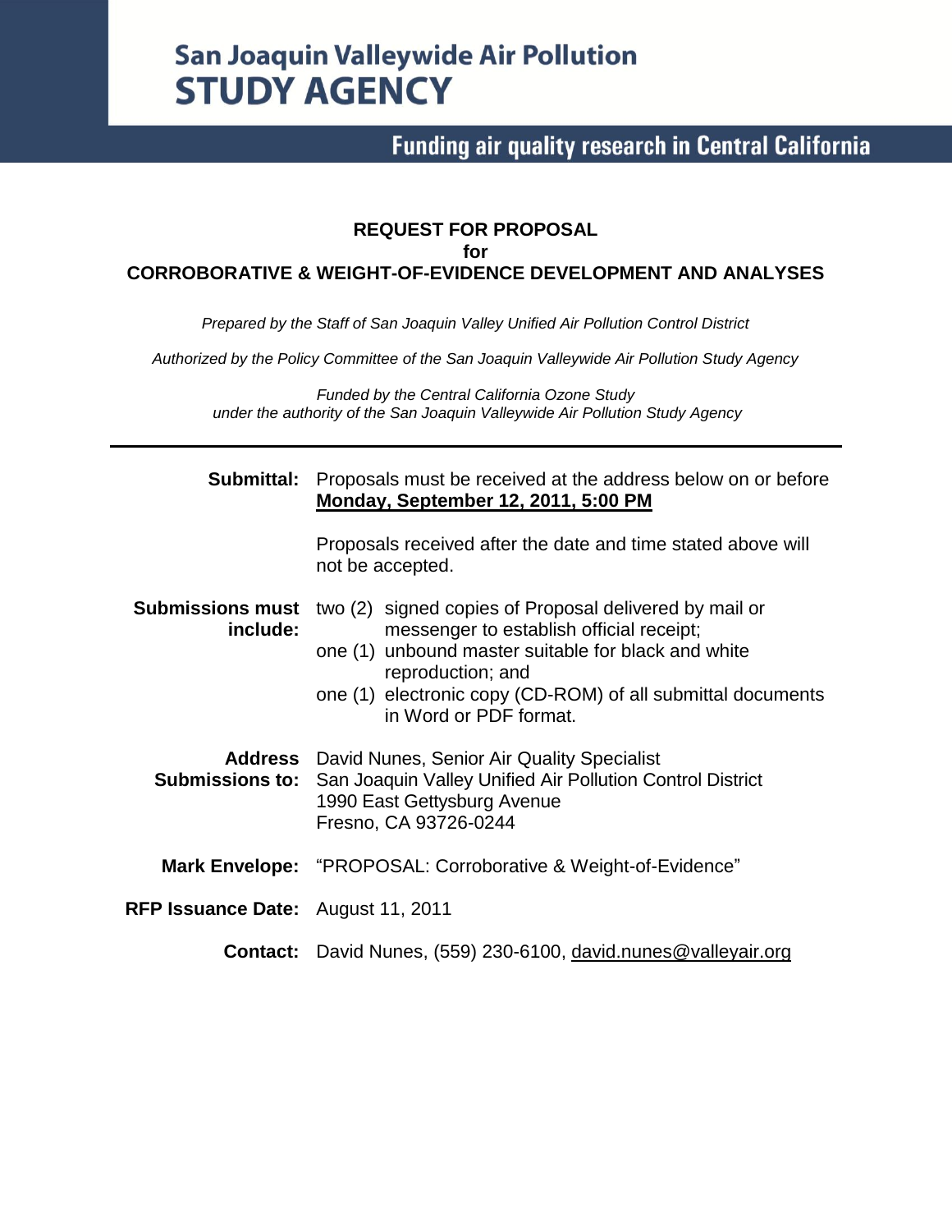# San Joaquin Valleywide Air Pollution STUDY AGENCY

**Funding air quality research in Central California**

**REQUEST FOR PROPOSAL**
**for**
**CORROBORATIVE & WEIGHT-OF-EVIDENCE DEVELOPMENT AND ANALYSES**

*Prepared by the Staff of San Joaquin Valley Unified Air Pollution Control District*

*Authorized by the Policy Committee of the San Joaquin Valleywide Air Pollution Study Agency*

*Funded by the Central California Ozone Study*
*under the authority of the San Joaquin Valleywide Air Pollution Study Agency*

---

**Submittal:** Proposals must be received at the address below on or before **Monday, September 12, 2011, 5:00 PM**

Proposals received after the date and time stated above will not be accepted.

**Submissions must include:**
- two (2) signed copies of Proposal delivered by mail or messenger to establish official receipt;
- one (1) unbound master suitable for black and white reproduction; and
- one (1) electronic copy (CD-ROM) of all submittal documents in Word or PDF format.

**Address Submissions to:**
David Nunes, Senior Air Quality Specialist
San Joaquin Valley Unified Air Pollution Control District
1990 East Gettysburg Avenue
Fresno, CA 93726-0244

**Mark Envelope:** "PROPOSAL: Corroborative & Weight-of-Evidence"

**RFP Issuance Date:** August 11, 2011

**Contact:** David Nunes, (559) 230-6100, david.nunes@valleyair.org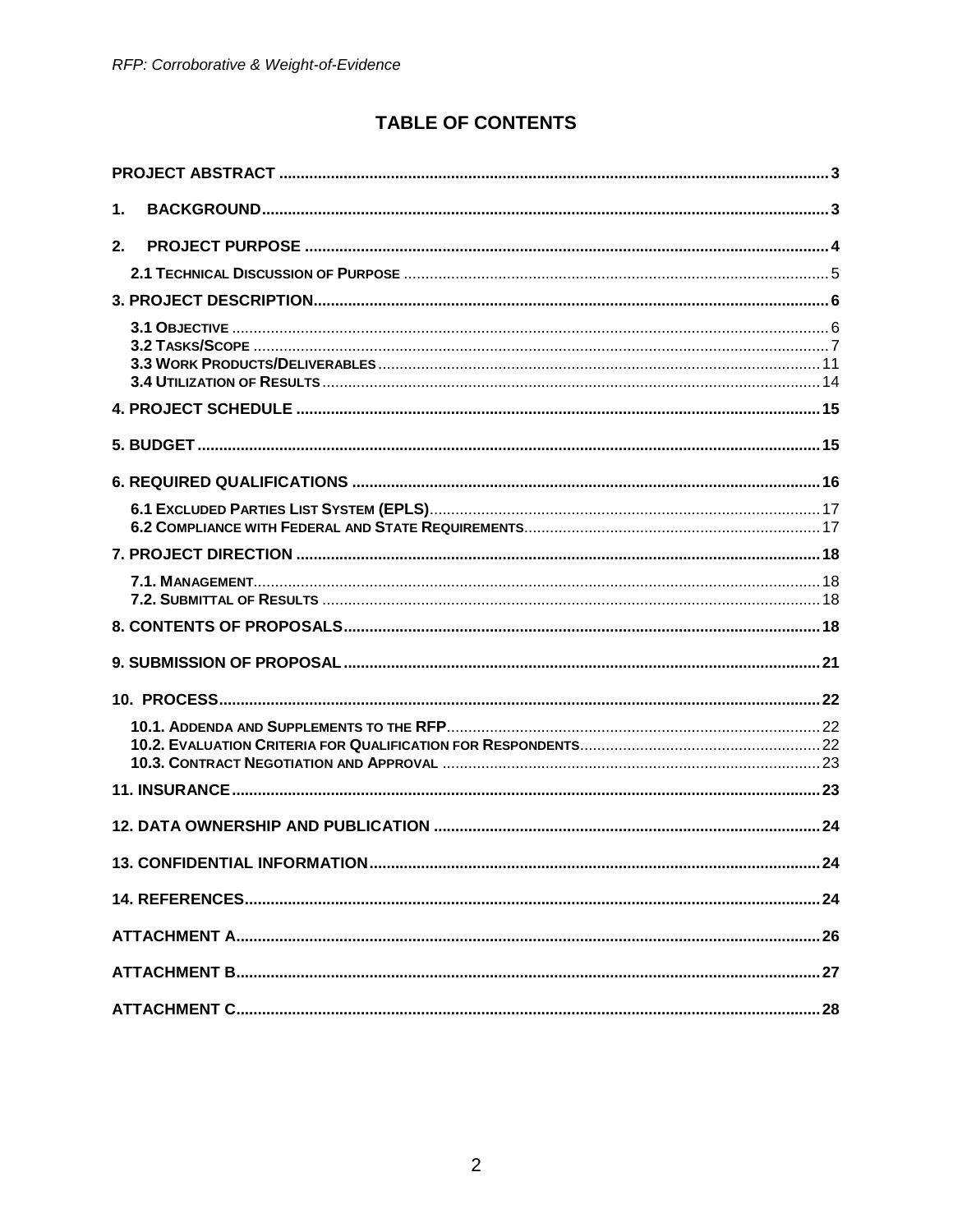# TABLE OF CONTENTS

PROJECT ABSTRACT ........ 3

1. BACKGROUND ........ 3

2. PROJECT PURPOSE ........ 4

   2.1 TECHNICAL DISCUSSION OF PURPOSE ........ 5

3. PROJECT DESCRIPTION ........ 6

   3.1 OBJECTIVE ........ 6
   3.2 TASKS/SCOPE ........ 7
   3.3 WORK PRODUCTS/DELIVERABLES ........ 11
   3.4 UTILIZATION OF RESULTS ........ 14

4. PROJECT SCHEDULE ........ 15

5. BUDGET ........ 15

6. REQUIRED QUALIFICATIONS ........ 16

   6.1 EXCLUDED PARTIES LIST SYSTEM (EPLS) ........ 17
   6.2 COMPLIANCE WITH FEDERAL AND STATE REQUIREMENTS ........ 17

7. PROJECT DIRECTION ........ 18

   7.1. MANAGEMENT ........ 18
   7.2. SUBMITTAL OF RESULTS ........ 18

8. CONTENTS OF PROPOSALS ........ 18

9. SUBMISSION OF PROPOSAL ........ 21

10. PROCESS ........ 22

   10.1. ADDENDA AND SUPPLEMENTS TO THE RFP ........ 22
   10.2. EVALUATION CRITERIA FOR QUALIFICATION FOR RESPONDENTS ........ 22
   10.3. CONTRACT NEGOTIATION AND APPROVAL ........ 23

11. INSURANCE ........ 23

12. DATA OWNERSHIP AND PUBLICATION ........ 24

13. CONFIDENTIAL INFORMATION ........ 24

14. REFERENCES ........ 24

ATTACHMENT A ........ 26

ATTACHMENT B ........ 27

ATTACHMENT C ........ 28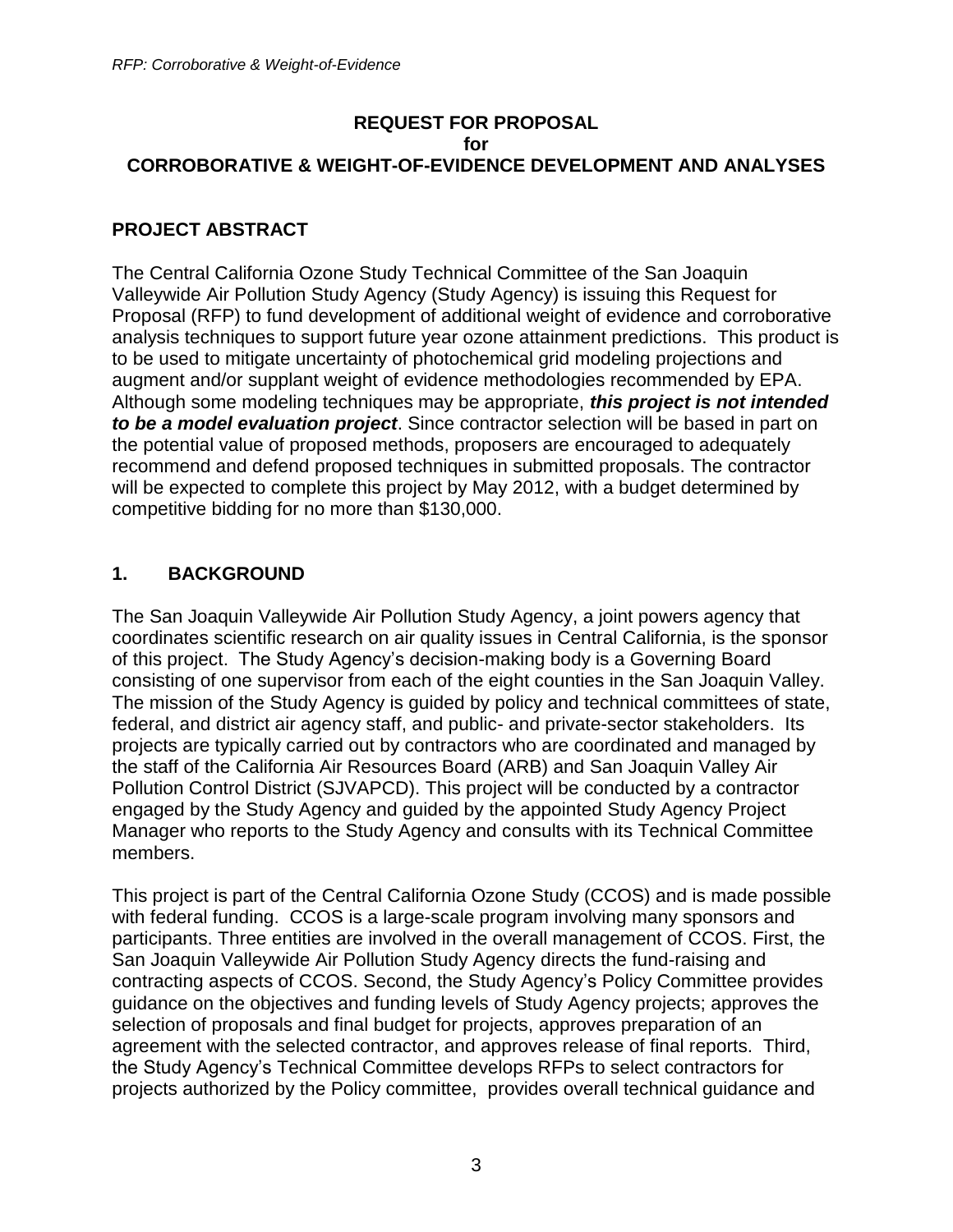**REQUEST FOR PROPOSAL**
**for**
**CORROBORATIVE & WEIGHT-OF-EVIDENCE DEVELOPMENT AND ANALYSES**

## PROJECT ABSTRACT

The Central California Ozone Study Technical Committee of the San Joaquin Valleywide Air Pollution Study Agency (Study Agency) is issuing this Request for Proposal (RFP) to fund development of additional weight of evidence and corroborative analysis techniques to support future year ozone attainment predictions. This product is to be used to mitigate uncertainty of photochemical grid modeling projections and augment and/or supplant weight of evidence methodologies recommended by EPA. Although some modeling techniques may be appropriate, ***this project is not intended to be a model evaluation project***. Since contractor selection will be based in part on the potential value of proposed methods, proposers are encouraged to adequately recommend and defend proposed techniques in submitted proposals. The contractor will be expected to complete this project by May 2012, with a budget determined by competitive bidding for no more than $130,000.

## 1. BACKGROUND

The San Joaquin Valleywide Air Pollution Study Agency, a joint powers agency that coordinates scientific research on air quality issues in Central California, is the sponsor of this project. The Study Agency's decision-making body is a Governing Board consisting of one supervisor from each of the eight counties in the San Joaquin Valley. The mission of the Study Agency is guided by policy and technical committees of state, federal, and district air agency staff, and public- and private-sector stakeholders. Its projects are typically carried out by contractors who are coordinated and managed by the staff of the California Air Resources Board (ARB) and San Joaquin Valley Air Pollution Control District (SJVAPCD). This project will be conducted by a contractor engaged by the Study Agency and guided by the appointed Study Agency Project Manager who reports to the Study Agency and consults with its Technical Committee members.

This project is part of the Central California Ozone Study (CCOS) and is made possible with federal funding. CCOS is a large-scale program involving many sponsors and participants. Three entities are involved in the overall management of CCOS. First, the San Joaquin Valleywide Air Pollution Study Agency directs the fund-raising and contracting aspects of CCOS. Second, the Study Agency's Policy Committee provides guidance on the objectives and funding levels of Study Agency projects; approves the selection of proposals and final budget for projects, approves preparation of an agreement with the selected contractor, and approves release of final reports. Third, the Study Agency's Technical Committee develops RFPs to select contractors for projects authorized by the Policy committee, provides overall technical guidance and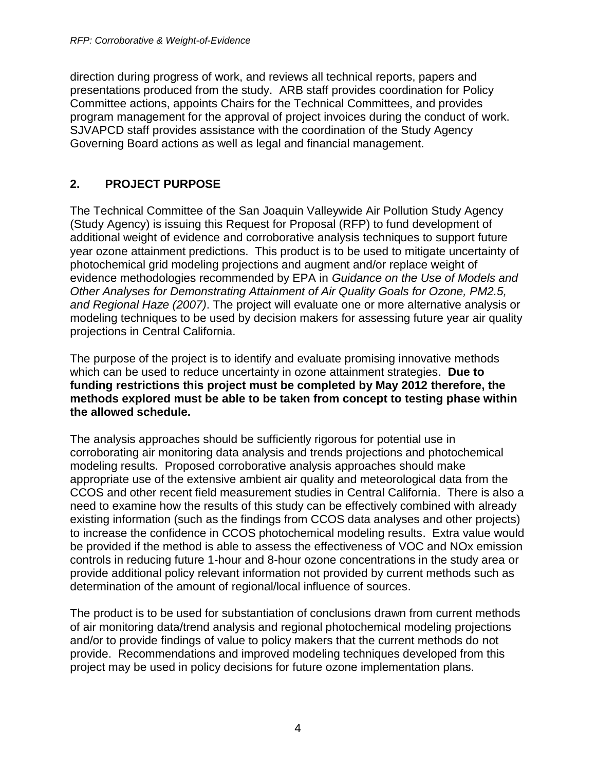direction during progress of work, and reviews all technical reports, papers and presentations produced from the study. ARB staff provides coordination for Policy Committee actions, appoints Chairs for the Technical Committees, and provides program management for the approval of project invoices during the conduct of work. SJVAPCD staff provides assistance with the coordination of the Study Agency Governing Board actions as well as legal and financial management.

## 2. PROJECT PURPOSE

The Technical Committee of the San Joaquin Valleywide Air Pollution Study Agency (Study Agency) is issuing this Request for Proposal (RFP) to fund development of additional weight of evidence and corroborative analysis techniques to support future year ozone attainment predictions. This product is to be used to mitigate uncertainty of photochemical grid modeling projections and augment and/or replace weight of evidence methodologies recommended by EPA in *Guidance on the Use of Models and Other Analyses for Demonstrating Attainment of Air Quality Goals for Ozone, PM2.5, and Regional Haze (2007)*. The project will evaluate one or more alternative analysis or modeling techniques to be used by decision makers for assessing future year air quality projections in Central California.

The purpose of the project is to identify and evaluate promising innovative methods which can be used to reduce uncertainty in ozone attainment strategies. **Due to funding restrictions this project must be completed by May 2012 therefore, the methods explored must be able to be taken from concept to testing phase within the allowed schedule.**

The analysis approaches should be sufficiently rigorous for potential use in corroborating air monitoring data analysis and trends projections and photochemical modeling results. Proposed corroborative analysis approaches should make appropriate use of the extensive ambient air quality and meteorological data from the CCOS and other recent field measurement studies in Central California. There is also a need to examine how the results of this study can be effectively combined with already existing information (such as the findings from CCOS data analyses and other projects) to increase the confidence in CCOS photochemical modeling results. Extra value would be provided if the method is able to assess the effectiveness of VOC and NOx emission controls in reducing future 1-hour and 8-hour ozone concentrations in the study area or provide additional policy relevant information not provided by current methods such as determination of the amount of regional/local influence of sources.

The product is to be used for substantiation of conclusions drawn from current methods of air monitoring data/trend analysis and regional photochemical modeling projections and/or to provide findings of value to policy makers that the current methods do not provide. Recommendations and improved modeling techniques developed from this project may be used in policy decisions for future ozone implementation plans.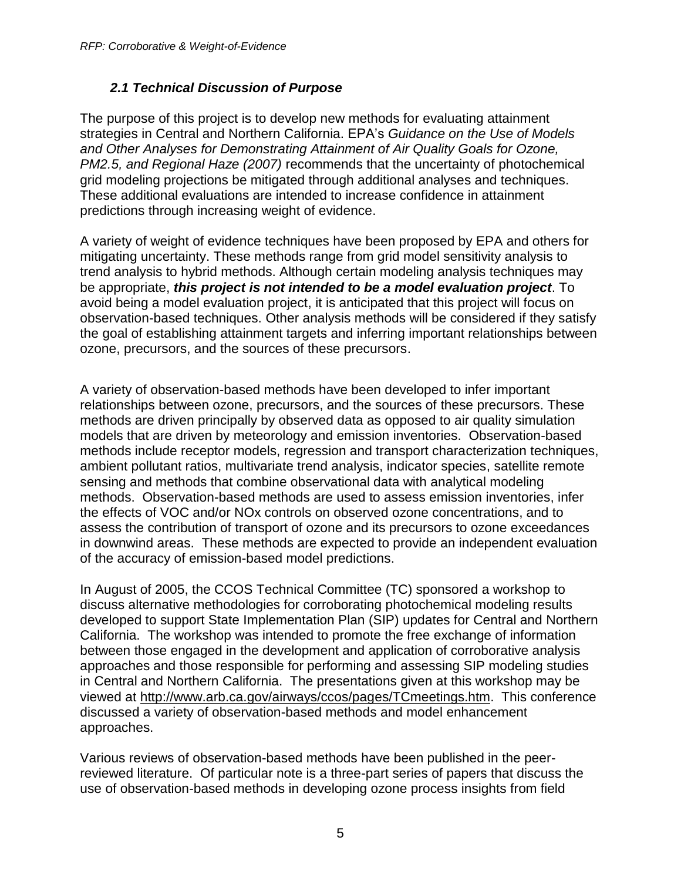## *2.1 Technical Discussion of Purpose*

The purpose of this project is to develop new methods for evaluating attainment strategies in Central and Northern California. EPA's *Guidance on the Use of Models and Other Analyses for Demonstrating Attainment of Air Quality Goals for Ozone, PM2.5, and Regional Haze (2007)* recommends that the uncertainty of photochemical grid modeling projections be mitigated through additional analyses and techniques. These additional evaluations are intended to increase confidence in attainment predictions through increasing weight of evidence.

A variety of weight of evidence techniques have been proposed by EPA and others for mitigating uncertainty. These methods range from grid model sensitivity analysis to trend analysis to hybrid methods. Although certain modeling analysis techniques may be appropriate, ***this project is not intended to be a model evaluation project***. To avoid being a model evaluation project, it is anticipated that this project will focus on observation-based techniques. Other analysis methods will be considered if they satisfy the goal of establishing attainment targets and inferring important relationships between ozone, precursors, and the sources of these precursors.

A variety of observation-based methods have been developed to infer important relationships between ozone, precursors, and the sources of these precursors. These methods are driven principally by observed data as opposed to air quality simulation models that are driven by meteorology and emission inventories. Observation-based methods include receptor models, regression and transport characterization techniques, ambient pollutant ratios, multivariate trend analysis, indicator species, satellite remote sensing and methods that combine observational data with analytical modeling methods. Observation-based methods are used to assess emission inventories, infer the effects of VOC and/or NOx controls on observed ozone concentrations, and to assess the contribution of transport of ozone and its precursors to ozone exceedances in downwind areas. These methods are expected to provide an independent evaluation of the accuracy of emission-based model predictions.

In August of 2005, the CCOS Technical Committee (TC) sponsored a workshop to discuss alternative methodologies for corroborating photochemical modeling results developed to support State Implementation Plan (SIP) updates for Central and Northern California. The workshop was intended to promote the free exchange of information between those engaged in the development and application of corroborative analysis approaches and those responsible for performing and assessing SIP modeling studies in Central and Northern California. The presentations given at this workshop may be viewed at http://www.arb.ca.gov/airways/ccos/pages/TCmeetings.htm. This conference discussed a variety of observation-based methods and model enhancement approaches.

Various reviews of observation-based methods have been published in the peer-reviewed literature. Of particular note is a three-part series of papers that discuss the use of observation-based methods in developing ozone process insights from field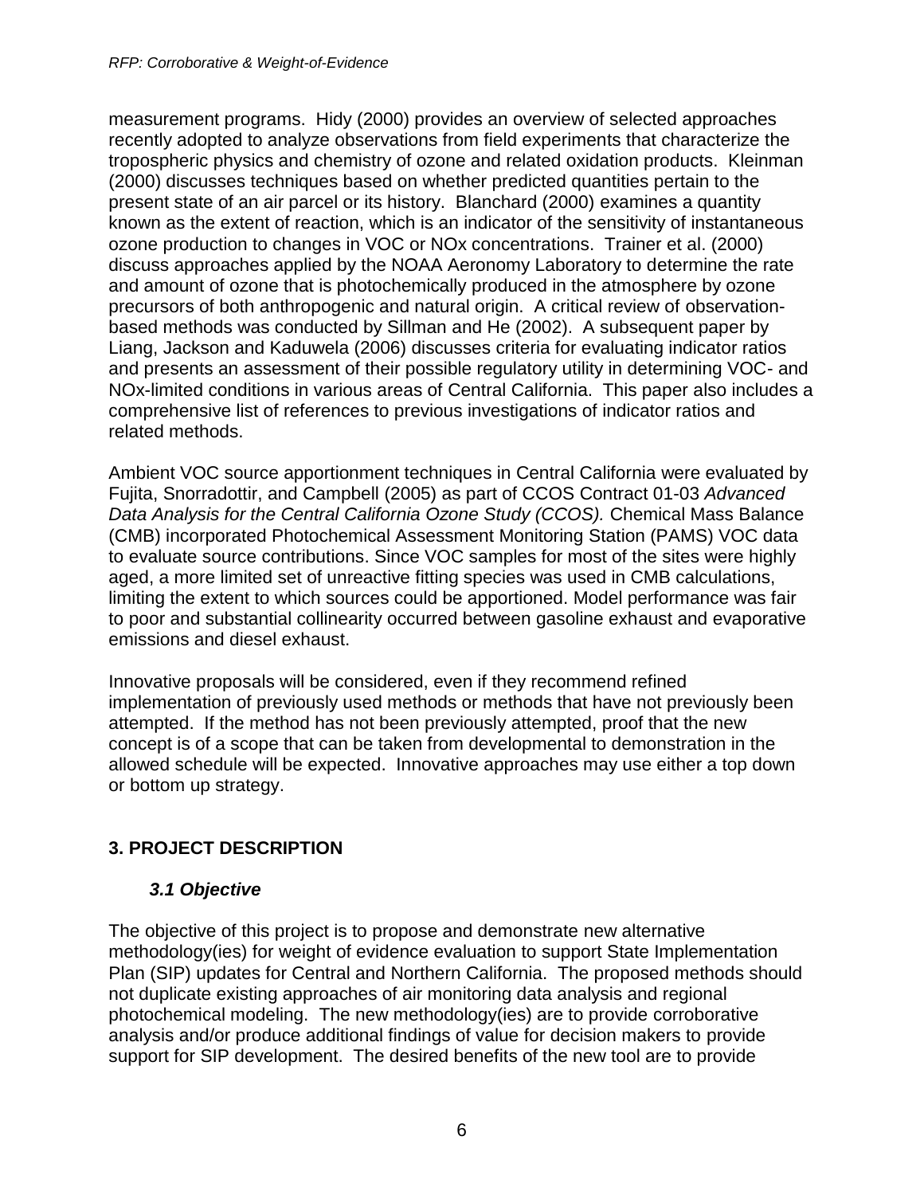measurement programs. Hidy (2000) provides an overview of selected approaches recently adopted to analyze observations from field experiments that characterize the tropospheric physics and chemistry of ozone and related oxidation products. Kleinman (2000) discusses techniques based on whether predicted quantities pertain to the present state of an air parcel or its history. Blanchard (2000) examines a quantity known as the extent of reaction, which is an indicator of the sensitivity of instantaneous ozone production to changes in VOC or NOx concentrations. Trainer et al. (2000) discuss approaches applied by the NOAA Aeronomy Laboratory to determine the rate and amount of ozone that is photochemically produced in the atmosphere by ozone precursors of both anthropogenic and natural origin. A critical review of observation-based methods was conducted by Sillman and He (2002). A subsequent paper by Liang, Jackson and Kaduwela (2006) discusses criteria for evaluating indicator ratios and presents an assessment of their possible regulatory utility in determining VOC- and NOx-limited conditions in various areas of Central California. This paper also includes a comprehensive list of references to previous investigations of indicator ratios and related methods.

Ambient VOC source apportionment techniques in Central California were evaluated by Fujita, Snorradottir, and Campbell (2005) as part of CCOS Contract 01-03 *Advanced Data Analysis for the Central California Ozone Study (CCOS).* Chemical Mass Balance (CMB) incorporated Photochemical Assessment Monitoring Station (PAMS) VOC data to evaluate source contributions. Since VOC samples for most of the sites were highly aged, a more limited set of unreactive fitting species was used in CMB calculations, limiting the extent to which sources could be apportioned. Model performance was fair to poor and substantial collinearity occurred between gasoline exhaust and evaporative emissions and diesel exhaust.

Innovative proposals will be considered, even if they recommend refined implementation of previously used methods or methods that have not previously been attempted. If the method has not been previously attempted, proof that the new concept is of a scope that can be taken from developmental to demonstration in the allowed schedule will be expected. Innovative approaches may use either a top down or bottom up strategy.

## 3. PROJECT DESCRIPTION

### *3.1 Objective*

The objective of this project is to propose and demonstrate new alternative methodology(ies) for weight of evidence evaluation to support State Implementation Plan (SIP) updates for Central and Northern California. The proposed methods should not duplicate existing approaches of air monitoring data analysis and regional photochemical modeling. The new methodology(ies) are to provide corroborative analysis and/or produce additional findings of value for decision makers to provide support for SIP development. The desired benefits of the new tool are to provide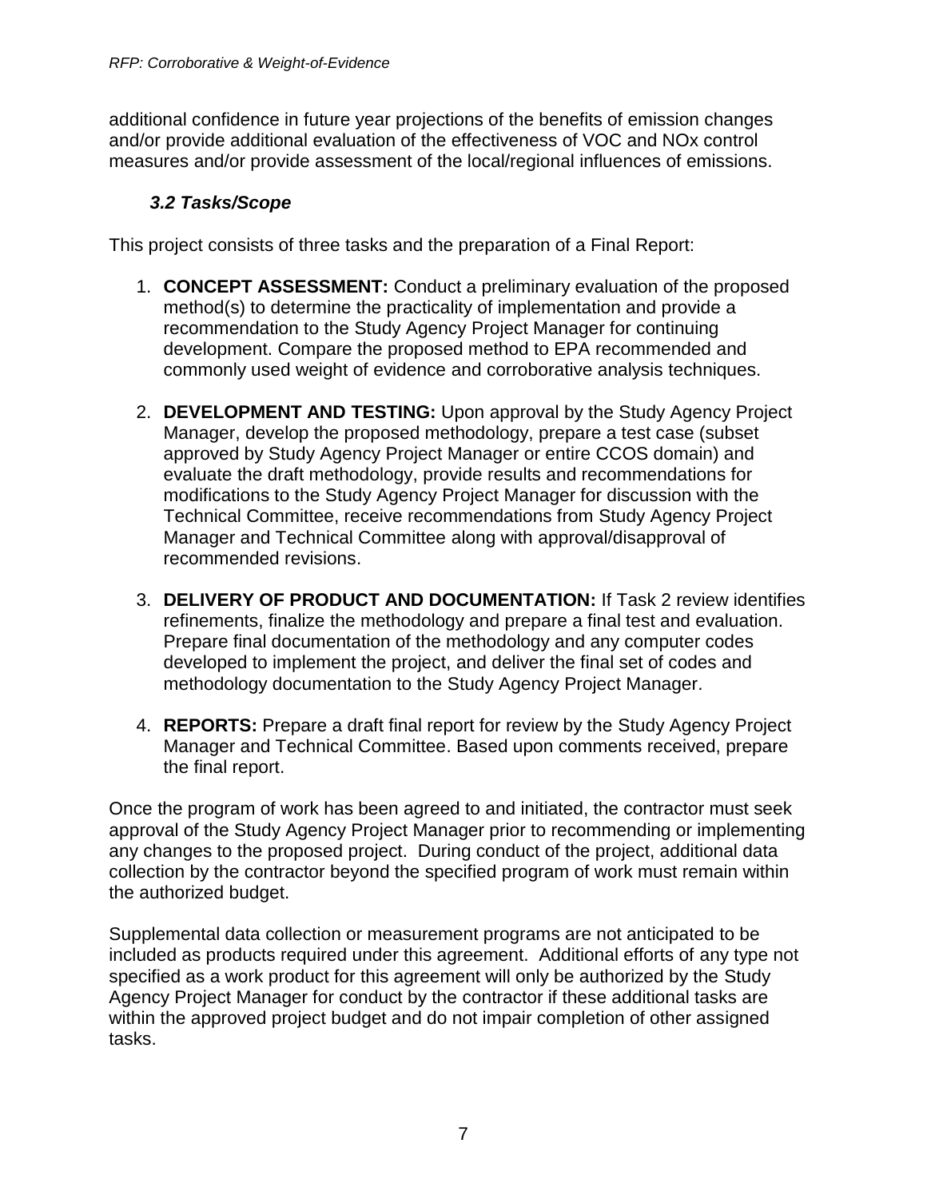additional confidence in future year projections of the benefits of emission changes and/or provide additional evaluation of the effectiveness of VOC and NOx control measures and/or provide assessment of the local/regional influences of emissions.

### *3.2 Tasks/Scope*

This project consists of three tasks and the preparation of a Final Report:

1. **CONCEPT ASSESSMENT:** Conduct a preliminary evaluation of the proposed method(s) to determine the practicality of implementation and provide a recommendation to the Study Agency Project Manager for continuing development. Compare the proposed method to EPA recommended and commonly used weight of evidence and corroborative analysis techniques.

2. **DEVELOPMENT AND TESTING:** Upon approval by the Study Agency Project Manager, develop the proposed methodology, prepare a test case (subset approved by Study Agency Project Manager or entire CCOS domain) and evaluate the draft methodology, provide results and recommendations for modifications to the Study Agency Project Manager for discussion with the Technical Committee, receive recommendations from Study Agency Project Manager and Technical Committee along with approval/disapproval of recommended revisions.

3. **DELIVERY OF PRODUCT AND DOCUMENTATION:** If Task 2 review identifies refinements, finalize the methodology and prepare a final test and evaluation. Prepare final documentation of the methodology and any computer codes developed to implement the project, and deliver the final set of codes and methodology documentation to the Study Agency Project Manager.

4. **REPORTS:** Prepare a draft final report for review by the Study Agency Project Manager and Technical Committee. Based upon comments received, prepare the final report.

Once the program of work has been agreed to and initiated, the contractor must seek approval of the Study Agency Project Manager prior to recommending or implementing any changes to the proposed project. During conduct of the project, additional data collection by the contractor beyond the specified program of work must remain within the authorized budget.

Supplemental data collection or measurement programs are not anticipated to be included as products required under this agreement. Additional efforts of any type not specified as a work product for this agreement will only be authorized by the Study Agency Project Manager for conduct by the contractor if these additional tasks are within the approved project budget and do not impair completion of other assigned tasks.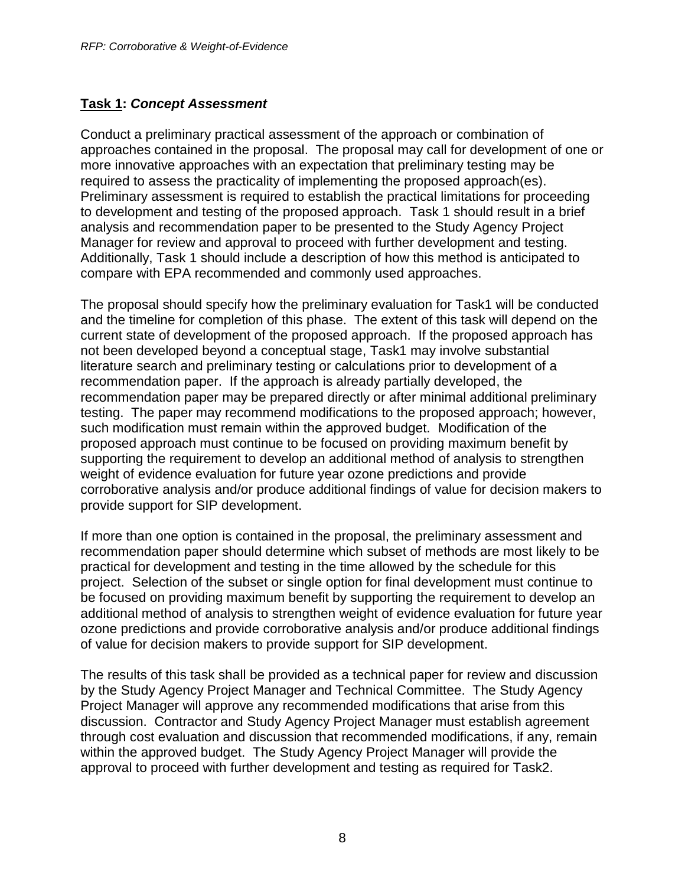## **Task 1:** ***Concept Assessment***

Conduct a preliminary practical assessment of the approach or combination of approaches contained in the proposal. The proposal may call for development of one or more innovative approaches with an expectation that preliminary testing may be required to assess the practicality of implementing the proposed approach(es). Preliminary assessment is required to establish the practical limitations for proceeding to development and testing of the proposed approach. Task 1 should result in a brief analysis and recommendation paper to be presented to the Study Agency Project Manager for review and approval to proceed with further development and testing. Additionally, Task 1 should include a description of how this method is anticipated to compare with EPA recommended and commonly used approaches.

The proposal should specify how the preliminary evaluation for Task1 will be conducted and the timeline for completion of this phase. The extent of this task will depend on the current state of development of the proposed approach. If the proposed approach has not been developed beyond a conceptual stage, Task1 may involve substantial literature search and preliminary testing or calculations prior to development of a recommendation paper. If the approach is already partially developed, the recommendation paper may be prepared directly or after minimal additional preliminary testing. The paper may recommend modifications to the proposed approach; however, such modification must remain within the approved budget. Modification of the proposed approach must continue to be focused on providing maximum benefit by supporting the requirement to develop an additional method of analysis to strengthen weight of evidence evaluation for future year ozone predictions and provide corroborative analysis and/or produce additional findings of value for decision makers to provide support for SIP development.

If more than one option is contained in the proposal, the preliminary assessment and recommendation paper should determine which subset of methods are most likely to be practical for development and testing in the time allowed by the schedule for this project. Selection of the subset or single option for final development must continue to be focused on providing maximum benefit by supporting the requirement to develop an additional method of analysis to strengthen weight of evidence evaluation for future year ozone predictions and provide corroborative analysis and/or produce additional findings of value for decision makers to provide support for SIP development.

The results of this task shall be provided as a technical paper for review and discussion by the Study Agency Project Manager and Technical Committee. The Study Agency Project Manager will approve any recommended modifications that arise from this discussion. Contractor and Study Agency Project Manager must establish agreement through cost evaluation and discussion that recommended modifications, if any, remain within the approved budget. The Study Agency Project Manager will provide the approval to proceed with further development and testing as required for Task2.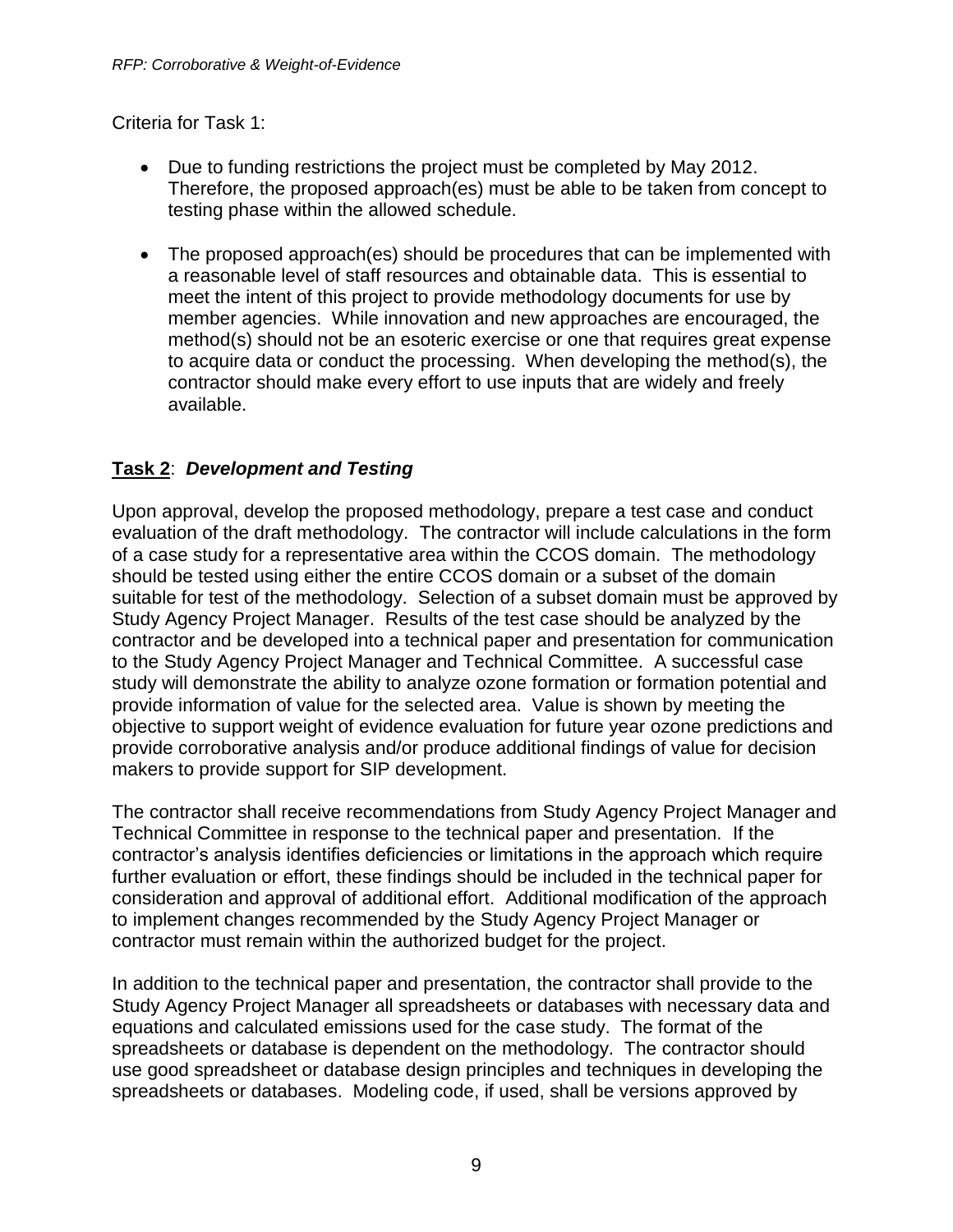Criteria for Task 1:

- Due to funding restrictions the project must be completed by May 2012. Therefore, the proposed approach(es) must be able to be taken from concept to testing phase within the allowed schedule.
- The proposed approach(es) should be procedures that can be implemented with a reasonable level of staff resources and obtainable data. This is essential to meet the intent of this project to provide methodology documents for use by member agencies. While innovation and new approaches are encouraged, the method(s) should not be an esoteric exercise or one that requires great expense to acquire data or conduct the processing. When developing the method(s), the contractor should make every effort to use inputs that are widely and freely available.

**Task 2**: ***Development and Testing***

Upon approval, develop the proposed methodology, prepare a test case and conduct evaluation of the draft methodology. The contractor will include calculations in the form of a case study for a representative area within the CCOS domain. The methodology should be tested using either the entire CCOS domain or a subset of the domain suitable for test of the methodology. Selection of a subset domain must be approved by Study Agency Project Manager. Results of the test case should be analyzed by the contractor and be developed into a technical paper and presentation for communication to the Study Agency Project Manager and Technical Committee. A successful case study will demonstrate the ability to analyze ozone formation or formation potential and provide information of value for the selected area. Value is shown by meeting the objective to support weight of evidence evaluation for future year ozone predictions and provide corroborative analysis and/or produce additional findings of value for decision makers to provide support for SIP development.

The contractor shall receive recommendations from Study Agency Project Manager and Technical Committee in response to the technical paper and presentation. If the contractor's analysis identifies deficiencies or limitations in the approach which require further evaluation or effort, these findings should be included in the technical paper for consideration and approval of additional effort. Additional modification of the approach to implement changes recommended by the Study Agency Project Manager or contractor must remain within the authorized budget for the project.

In addition to the technical paper and presentation, the contractor shall provide to the Study Agency Project Manager all spreadsheets or databases with necessary data and equations and calculated emissions used for the case study. The format of the spreadsheets or database is dependent on the methodology. The contractor should use good spreadsheet or database design principles and techniques in developing the spreadsheets or databases. Modeling code, if used, shall be versions approved by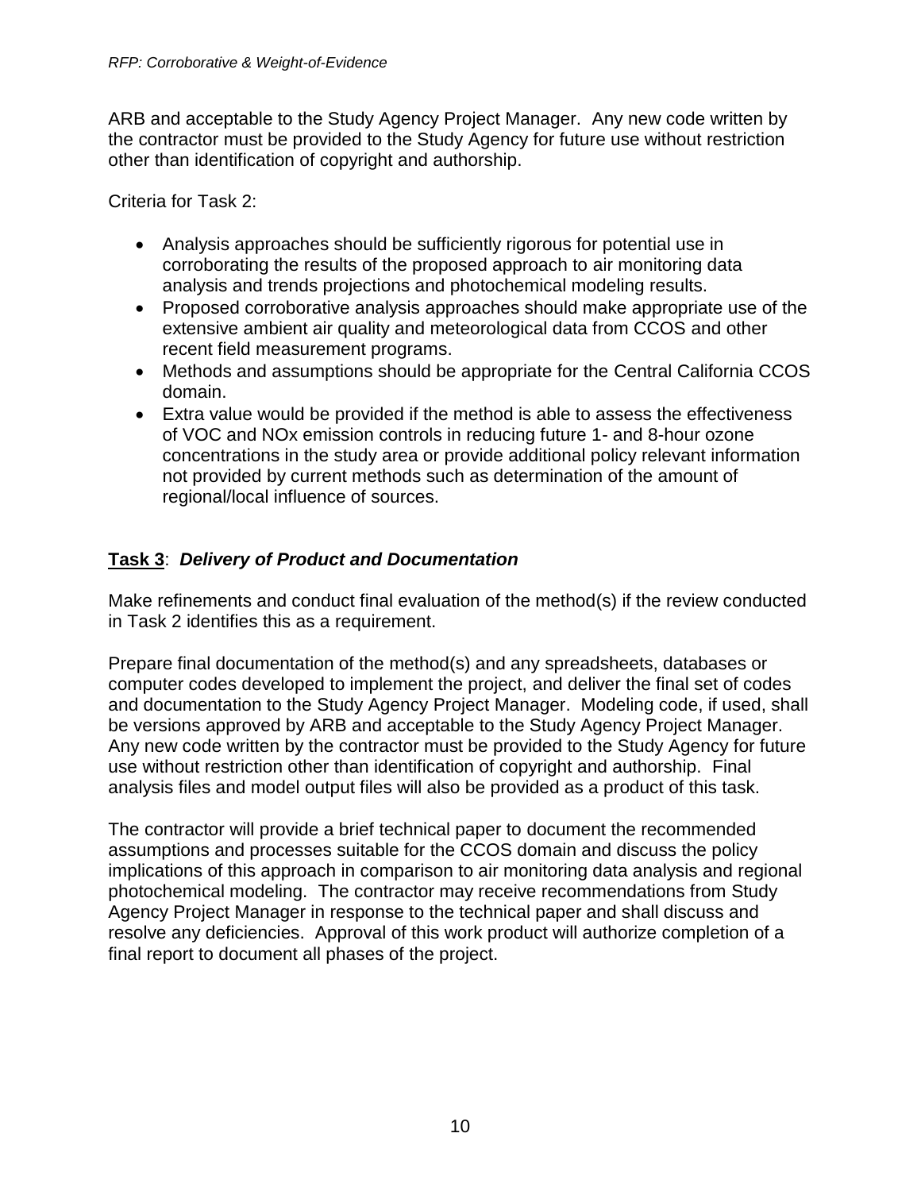ARB and acceptable to the Study Agency Project Manager. Any new code written by the contractor must be provided to the Study Agency for future use without restriction other than identification of copyright and authorship.

Criteria for Task 2:

- Analysis approaches should be sufficiently rigorous for potential use in corroborating the results of the proposed approach to air monitoring data analysis and trends projections and photochemical modeling results.
- Proposed corroborative analysis approaches should make appropriate use of the extensive ambient air quality and meteorological data from CCOS and other recent field measurement programs.
- Methods and assumptions should be appropriate for the Central California CCOS domain.
- Extra value would be provided if the method is able to assess the effectiveness of VOC and NOx emission controls in reducing future 1- and 8-hour ozone concentrations in the study area or provide additional policy relevant information not provided by current methods such as determination of the amount of regional/local influence of sources.

## **Task 3**: ***Delivery of Product and Documentation***

Make refinements and conduct final evaluation of the method(s) if the review conducted in Task 2 identifies this as a requirement.

Prepare final documentation of the method(s) and any spreadsheets, databases or computer codes developed to implement the project, and deliver the final set of codes and documentation to the Study Agency Project Manager. Modeling code, if used, shall be versions approved by ARB and acceptable to the Study Agency Project Manager. Any new code written by the contractor must be provided to the Study Agency for future use without restriction other than identification of copyright and authorship. Final analysis files and model output files will also be provided as a product of this task.

The contractor will provide a brief technical paper to document the recommended assumptions and processes suitable for the CCOS domain and discuss the policy implications of this approach in comparison to air monitoring data analysis and regional photochemical modeling. The contractor may receive recommendations from Study Agency Project Manager in response to the technical paper and shall discuss and resolve any deficiencies. Approval of this work product will authorize completion of a final report to document all phases of the project.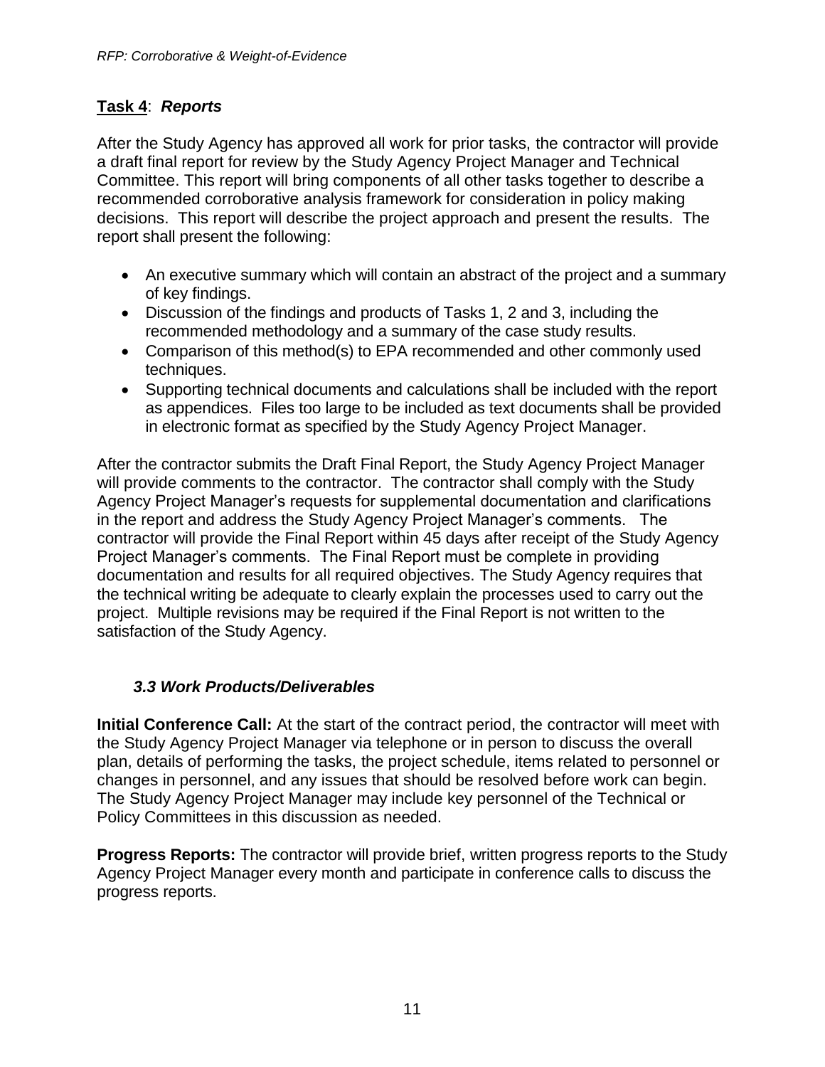**Task 4**: ***Reports***

After the Study Agency has approved all work for prior tasks, the contractor will provide a draft final report for review by the Study Agency Project Manager and Technical Committee. This report will bring components of all other tasks together to describe a recommended corroborative analysis framework for consideration in policy making decisions. This report will describe the project approach and present the results. The report shall present the following:

- An executive summary which will contain an abstract of the project and a summary of key findings.
- Discussion of the findings and products of Tasks 1, 2 and 3, including the recommended methodology and a summary of the case study results.
- Comparison of this method(s) to EPA recommended and other commonly used techniques.
- Supporting technical documents and calculations shall be included with the report as appendices. Files too large to be included as text documents shall be provided in electronic format as specified by the Study Agency Project Manager.

After the contractor submits the Draft Final Report, the Study Agency Project Manager will provide comments to the contractor. The contractor shall comply with the Study Agency Project Manager's requests for supplemental documentation and clarifications in the report and address the Study Agency Project Manager's comments. The contractor will provide the Final Report within 45 days after receipt of the Study Agency Project Manager's comments. The Final Report must be complete in providing documentation and results for all required objectives. The Study Agency requires that the technical writing be adequate to clearly explain the processes used to carry out the project. Multiple revisions may be required if the Final Report is not written to the satisfaction of the Study Agency.

### *3.3 Work Products/Deliverables*

**Initial Conference Call:** At the start of the contract period, the contractor will meet with the Study Agency Project Manager via telephone or in person to discuss the overall plan, details of performing the tasks, the project schedule, items related to personnel or changes in personnel, and any issues that should be resolved before work can begin. The Study Agency Project Manager may include key personnel of the Technical or Policy Committees in this discussion as needed.

**Progress Reports:** The contractor will provide brief, written progress reports to the Study Agency Project Manager every month and participate in conference calls to discuss the progress reports.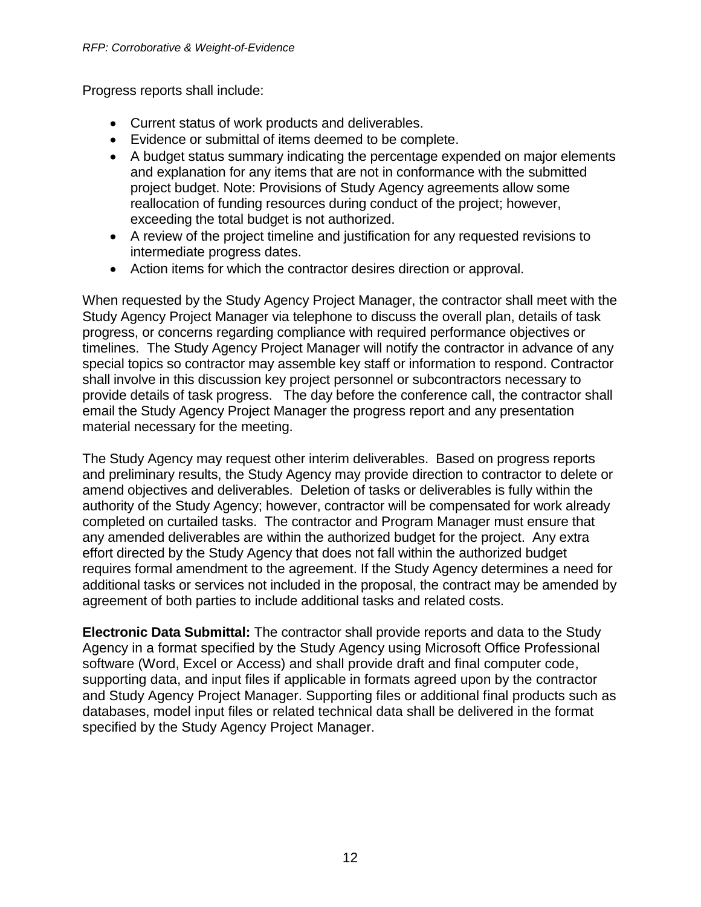Progress reports shall include:

- Current status of work products and deliverables.
- Evidence or submittal of items deemed to be complete.
- A budget status summary indicating the percentage expended on major elements and explanation for any items that are not in conformance with the submitted project budget. Note: Provisions of Study Agency agreements allow some reallocation of funding resources during conduct of the project; however, exceeding the total budget is not authorized.
- A review of the project timeline and justification for any requested revisions to intermediate progress dates.
- Action items for which the contractor desires direction or approval.

When requested by the Study Agency Project Manager, the contractor shall meet with the Study Agency Project Manager via telephone to discuss the overall plan, details of task progress, or concerns regarding compliance with required performance objectives or timelines. The Study Agency Project Manager will notify the contractor in advance of any special topics so contractor may assemble key staff or information to respond. Contractor shall involve in this discussion key project personnel or subcontractors necessary to provide details of task progress. The day before the conference call, the contractor shall email the Study Agency Project Manager the progress report and any presentation material necessary for the meeting.

The Study Agency may request other interim deliverables. Based on progress reports and preliminary results, the Study Agency may provide direction to contractor to delete or amend objectives and deliverables. Deletion of tasks or deliverables is fully within the authority of the Study Agency; however, contractor will be compensated for work already completed on curtailed tasks. The contractor and Program Manager must ensure that any amended deliverables are within the authorized budget for the project. Any extra effort directed by the Study Agency that does not fall within the authorized budget requires formal amendment to the agreement. If the Study Agency determines a need for additional tasks or services not included in the proposal, the contract may be amended by agreement of both parties to include additional tasks and related costs.

**Electronic Data Submittal:** The contractor shall provide reports and data to the Study Agency in a format specified by the Study Agency using Microsoft Office Professional software (Word, Excel or Access) and shall provide draft and final computer code, supporting data, and input files if applicable in formats agreed upon by the contractor and Study Agency Project Manager. Supporting files or additional final products such as databases, model input files or related technical data shall be delivered in the format specified by the Study Agency Project Manager.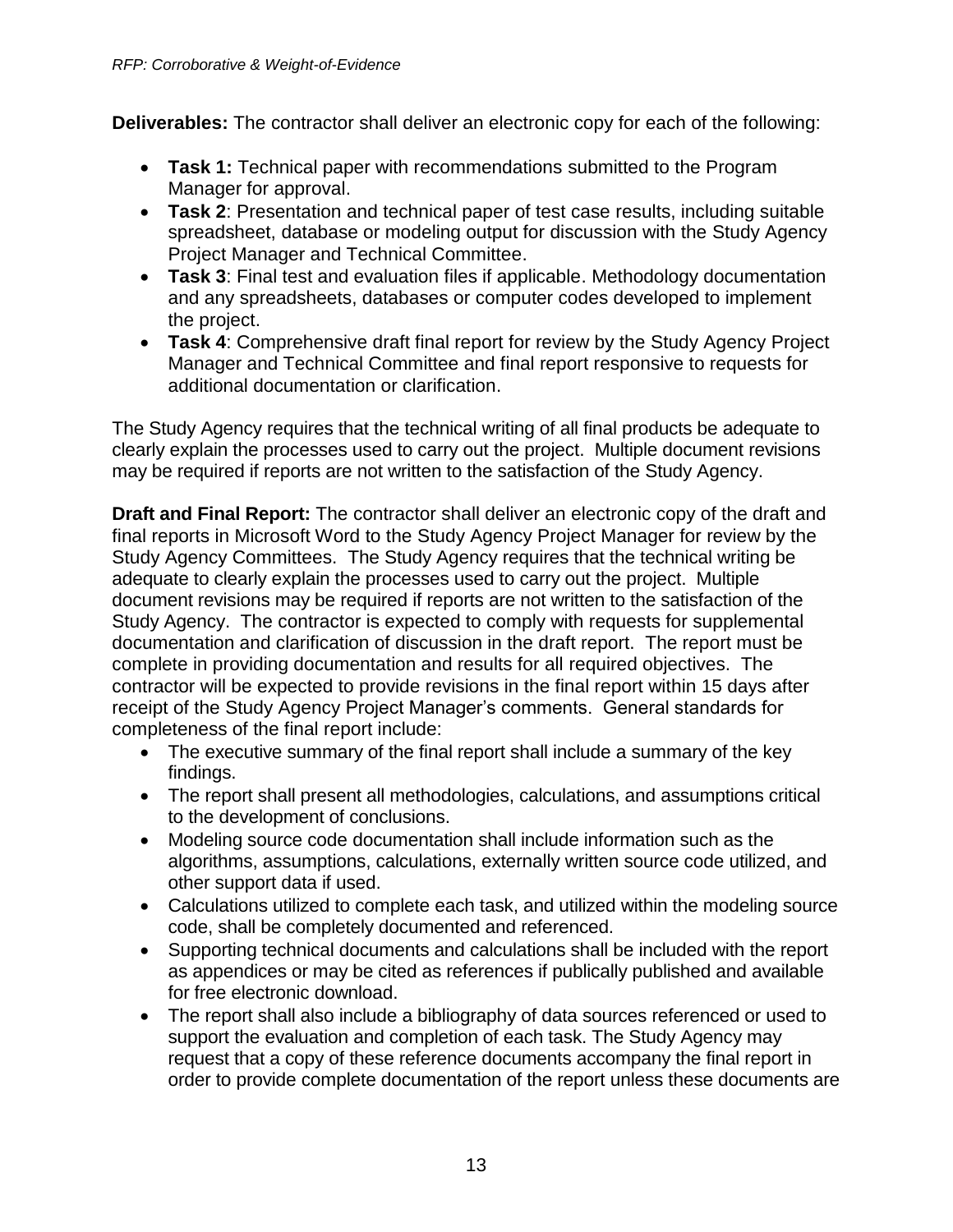**Deliverables:** The contractor shall deliver an electronic copy for each of the following:

- **Task 1:** Technical paper with recommendations submitted to the Program Manager for approval.
- **Task 2**: Presentation and technical paper of test case results, including suitable spreadsheet, database or modeling output for discussion with the Study Agency Project Manager and Technical Committee.
- **Task 3**: Final test and evaluation files if applicable. Methodology documentation and any spreadsheets, databases or computer codes developed to implement the project.
- **Task 4**: Comprehensive draft final report for review by the Study Agency Project Manager and Technical Committee and final report responsive to requests for additional documentation or clarification.

The Study Agency requires that the technical writing of all final products be adequate to clearly explain the processes used to carry out the project. Multiple document revisions may be required if reports are not written to the satisfaction of the Study Agency.

**Draft and Final Report:** The contractor shall deliver an electronic copy of the draft and final reports in Microsoft Word to the Study Agency Project Manager for review by the Study Agency Committees. The Study Agency requires that the technical writing be adequate to clearly explain the processes used to carry out the project. Multiple document revisions may be required if reports are not written to the satisfaction of the Study Agency. The contractor is expected to comply with requests for supplemental documentation and clarification of discussion in the draft report. The report must be complete in providing documentation and results for all required objectives. The contractor will be expected to provide revisions in the final report within 15 days after receipt of the Study Agency Project Manager's comments. General standards for completeness of the final report include:

- The executive summary of the final report shall include a summary of the key findings.
- The report shall present all methodologies, calculations, and assumptions critical to the development of conclusions.
- Modeling source code documentation shall include information such as the algorithms, assumptions, calculations, externally written source code utilized, and other support data if used.
- Calculations utilized to complete each task, and utilized within the modeling source code, shall be completely documented and referenced.
- Supporting technical documents and calculations shall be included with the report as appendices or may be cited as references if publically published and available for free electronic download.
- The report shall also include a bibliography of data sources referenced or used to support the evaluation and completion of each task. The Study Agency may request that a copy of these reference documents accompany the final report in order to provide complete documentation of the report unless these documents are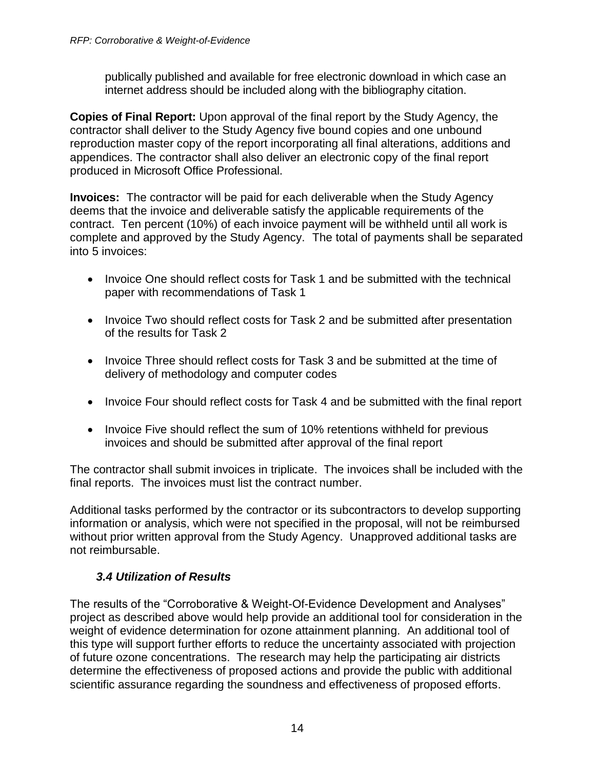publically published and available for free electronic download in which case an internet address should be included along with the bibliography citation.

**Copies of Final Report:** Upon approval of the final report by the Study Agency, the contractor shall deliver to the Study Agency five bound copies and one unbound reproduction master copy of the report incorporating all final alterations, additions and appendices. The contractor shall also deliver an electronic copy of the final report produced in Microsoft Office Professional.

**Invoices:** The contractor will be paid for each deliverable when the Study Agency deems that the invoice and deliverable satisfy the applicable requirements of the contract. Ten percent (10%) of each invoice payment will be withheld until all work is complete and approved by the Study Agency. The total of payments shall be separated into 5 invoices:

- Invoice One should reflect costs for Task 1 and be submitted with the technical paper with recommendations of Task 1
- Invoice Two should reflect costs for Task 2 and be submitted after presentation of the results for Task 2
- Invoice Three should reflect costs for Task 3 and be submitted at the time of delivery of methodology and computer codes
- Invoice Four should reflect costs for Task 4 and be submitted with the final report
- Invoice Five should reflect the sum of 10% retentions withheld for previous invoices and should be submitted after approval of the final report

The contractor shall submit invoices in triplicate. The invoices shall be included with the final reports. The invoices must list the contract number.

Additional tasks performed by the contractor or its subcontractors to develop supporting information or analysis, which were not specified in the proposal, will not be reimbursed without prior written approval from the Study Agency. Unapproved additional tasks are not reimbursable.

### *3.4 Utilization of Results*

The results of the "Corroborative & Weight-Of-Evidence Development and Analyses" project as described above would help provide an additional tool for consideration in the weight of evidence determination for ozone attainment planning. An additional tool of this type will support further efforts to reduce the uncertainty associated with projection of future ozone concentrations. The research may help the participating air districts determine the effectiveness of proposed actions and provide the public with additional scientific assurance regarding the soundness and effectiveness of proposed efforts.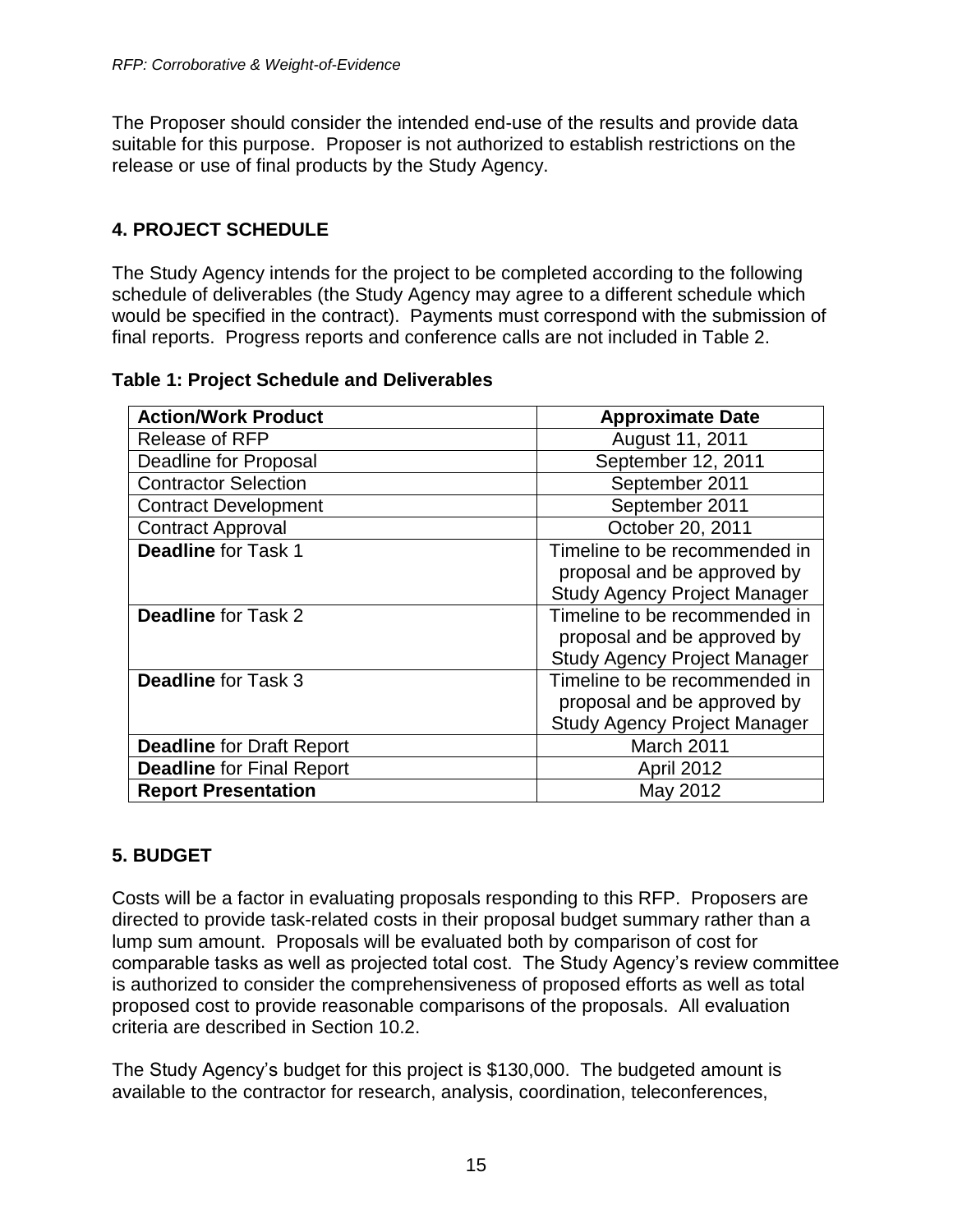The Proposer should consider the intended end-use of the results and provide data suitable for this purpose. Proposer is not authorized to establish restrictions on the release or use of final products by the Study Agency.

## 4. PROJECT SCHEDULE

The Study Agency intends for the project to be completed according to the following schedule of deliverables (the Study Agency may agree to a different schedule which would be specified in the contract). Payments must correspond with the submission of final reports. Progress reports and conference calls are not included in Table 2.

**Table 1: Project Schedule and Deliverables**

| Action/Work Product | Approximate Date |
|---|---|
| Release of RFP | August 11, 2011 |
| Deadline for Proposal | September 12, 2011 |
| Contractor Selection | September 2011 |
| Contract Development | September 2011 |
| Contract Approval | October 20, 2011 |
| **Deadline** for Task 1 | Timeline to be recommended in proposal and be approved by Study Agency Project Manager |
| **Deadline** for Task 2 | Timeline to be recommended in proposal and be approved by Study Agency Project Manager |
| **Deadline** for Task 3 | Timeline to be recommended in proposal and be approved by Study Agency Project Manager |
| **Deadline** for Draft Report | March 2011 |
| **Deadline** for Final Report | April 2012 |
| **Report Presentation** | May 2012 |

## 5. BUDGET

Costs will be a factor in evaluating proposals responding to this RFP. Proposers are directed to provide task-related costs in their proposal budget summary rather than a lump sum amount. Proposals will be evaluated both by comparison of cost for comparable tasks as well as projected total cost. The Study Agency's review committee is authorized to consider the comprehensiveness of proposed efforts as well as total proposed cost to provide reasonable comparisons of the proposals. All evaluation criteria are described in Section 10.2.

The Study Agency's budget for this project is $130,000. The budgeted amount is available to the contractor for research, analysis, coordination, teleconferences,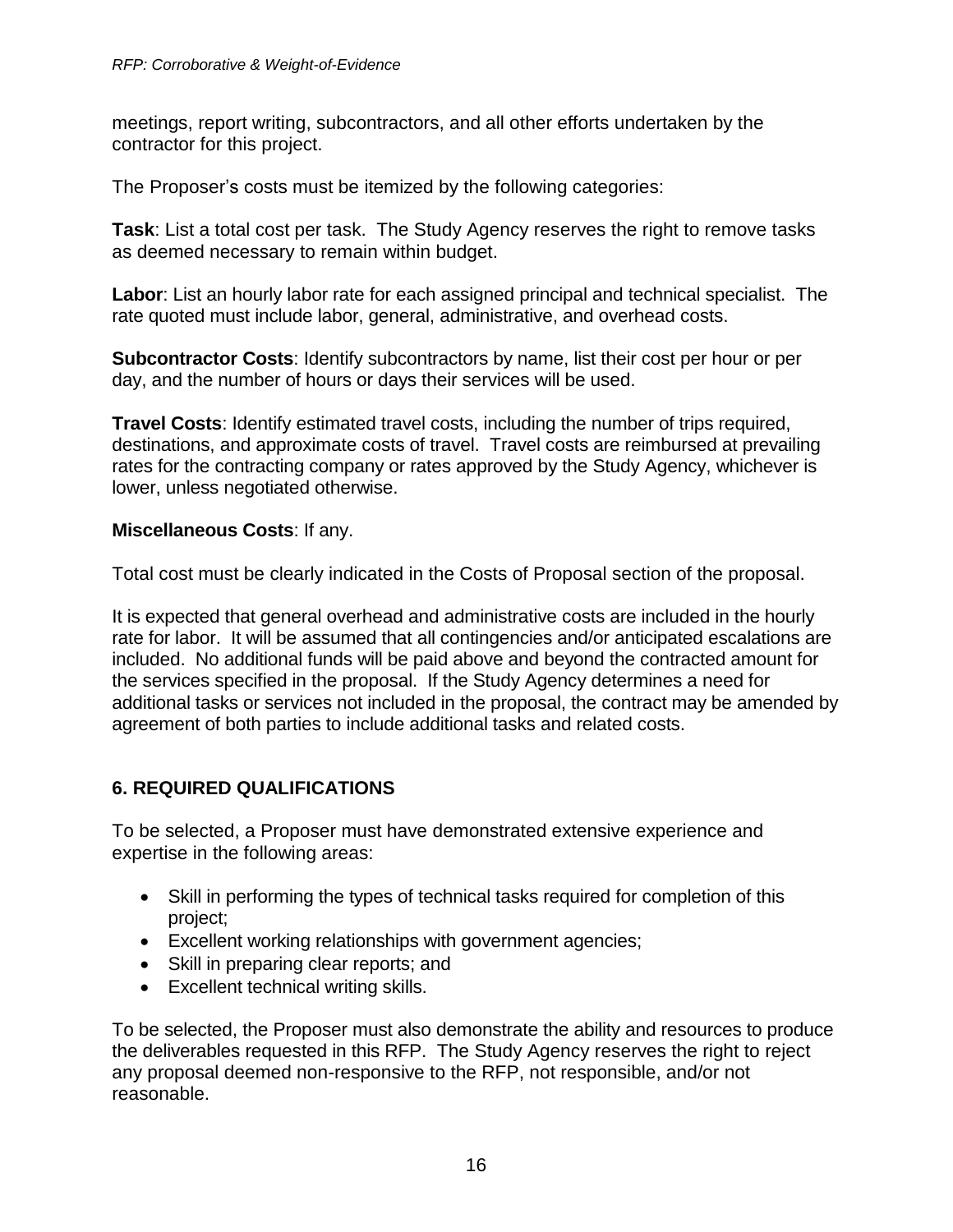meetings, report writing, subcontractors, and all other efforts undertaken by the contractor for this project.

The Proposer's costs must be itemized by the following categories:

**Task**: List a total cost per task. The Study Agency reserves the right to remove tasks as deemed necessary to remain within budget.

**Labor**: List an hourly labor rate for each assigned principal and technical specialist. The rate quoted must include labor, general, administrative, and overhead costs.

**Subcontractor Costs**: Identify subcontractors by name, list their cost per hour or per day, and the number of hours or days their services will be used.

**Travel Costs**: Identify estimated travel costs, including the number of trips required, destinations, and approximate costs of travel. Travel costs are reimbursed at prevailing rates for the contracting company or rates approved by the Study Agency, whichever is lower, unless negotiated otherwise.

**Miscellaneous Costs**: If any.

Total cost must be clearly indicated in the Costs of Proposal section of the proposal.

It is expected that general overhead and administrative costs are included in the hourly rate for labor. It will be assumed that all contingencies and/or anticipated escalations are included. No additional funds will be paid above and beyond the contracted amount for the services specified in the proposal. If the Study Agency determines a need for additional tasks or services not included in the proposal, the contract may be amended by agreement of both parties to include additional tasks and related costs.

## 6. REQUIRED QUALIFICATIONS

To be selected, a Proposer must have demonstrated extensive experience and expertise in the following areas:

- Skill in performing the types of technical tasks required for completion of this project;
- Excellent working relationships with government agencies;
- Skill in preparing clear reports; and
- Excellent technical writing skills.

To be selected, the Proposer must also demonstrate the ability and resources to produce the deliverables requested in this RFP. The Study Agency reserves the right to reject any proposal deemed non-responsive to the RFP, not responsible, and/or not reasonable.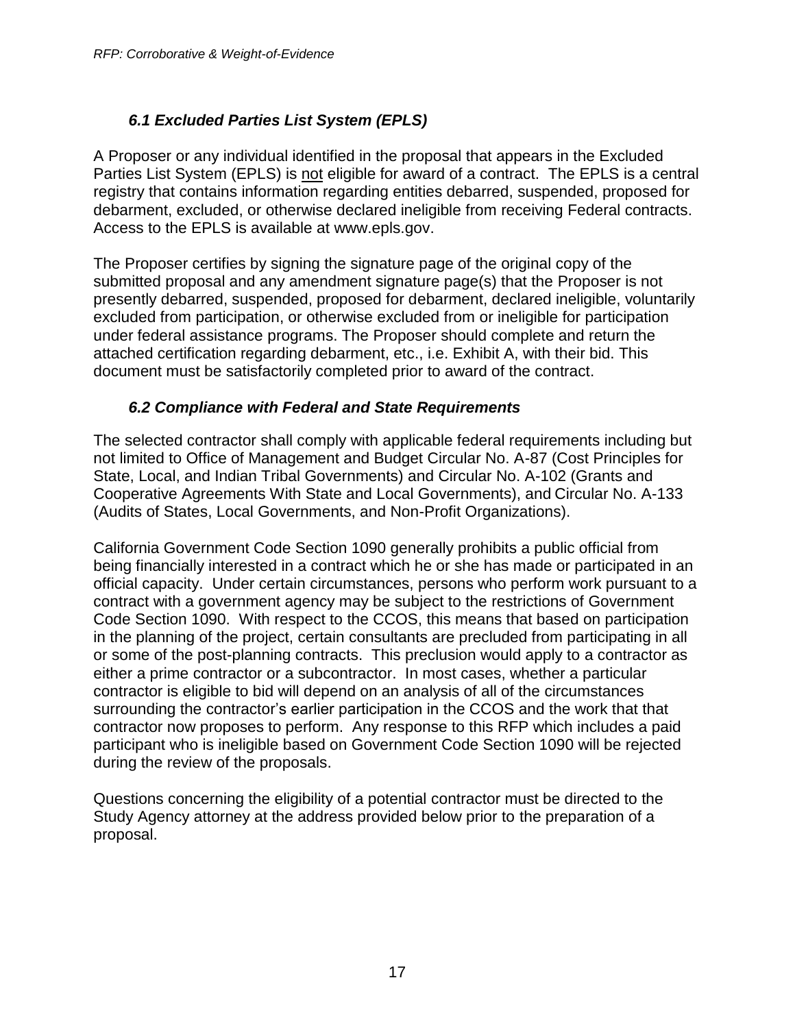### *6.1 Excluded Parties List System (EPLS)*

A Proposer or any individual identified in the proposal that appears in the Excluded Parties List System (EPLS) is <u>not</u> eligible for award of a contract. The EPLS is a central registry that contains information regarding entities debarred, suspended, proposed for debarment, excluded, or otherwise declared ineligible from receiving Federal contracts. Access to the EPLS is available at www.epls.gov.

The Proposer certifies by signing the signature page of the original copy of the submitted proposal and any amendment signature page(s) that the Proposer is not presently debarred, suspended, proposed for debarment, declared ineligible, voluntarily excluded from participation, or otherwise excluded from or ineligible for participation under federal assistance programs. The Proposer should complete and return the attached certification regarding debarment, etc., i.e. Exhibit A, with their bid. This document must be satisfactorily completed prior to award of the contract.

### *6.2 Compliance with Federal and State Requirements*

The selected contractor shall comply with applicable federal requirements including but not limited to Office of Management and Budget Circular No. A-87 (Cost Principles for State, Local, and Indian Tribal Governments) and Circular No. A-102 (Grants and Cooperative Agreements With State and Local Governments), and Circular No. A-133 (Audits of States, Local Governments, and Non-Profit Organizations).

California Government Code Section 1090 generally prohibits a public official from being financially interested in a contract which he or she has made or participated in an official capacity. Under certain circumstances, persons who perform work pursuant to a contract with a government agency may be subject to the restrictions of Government Code Section 1090. With respect to the CCOS, this means that based on participation in the planning of the project, certain consultants are precluded from participating in all or some of the post-planning contracts. This preclusion would apply to a contractor as either a prime contractor or a subcontractor. In most cases, whether a particular contractor is eligible to bid will depend on an analysis of all of the circumstances surrounding the contractor's earlier participation in the CCOS and the work that that contractor now proposes to perform. Any response to this RFP which includes a paid participant who is ineligible based on Government Code Section 1090 will be rejected during the review of the proposals.

Questions concerning the eligibility of a potential contractor must be directed to the Study Agency attorney at the address provided below prior to the preparation of a proposal.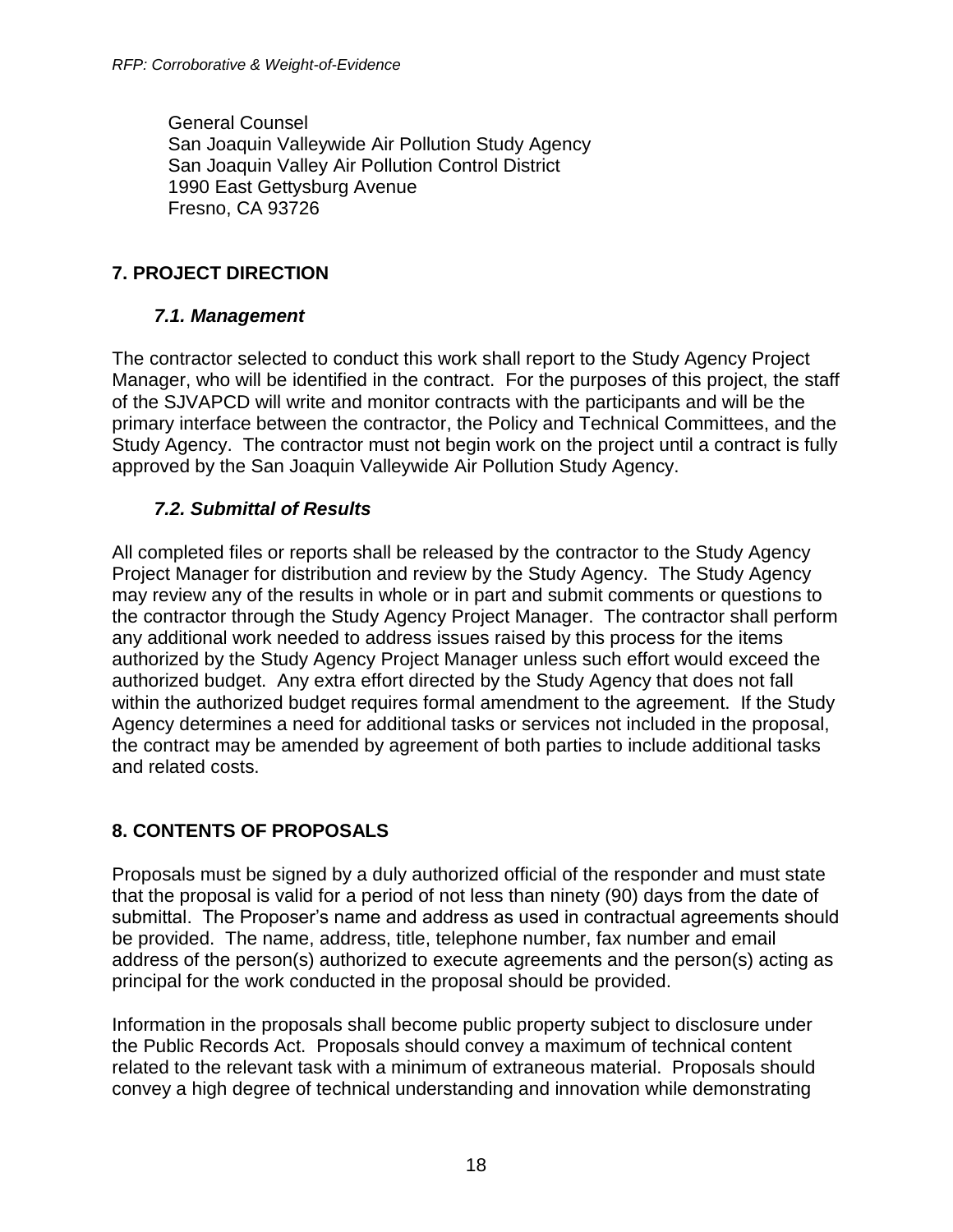General Counsel
San Joaquin Valleywide Air Pollution Study Agency
San Joaquin Valley Air Pollution Control District
1990 East Gettysburg Avenue
Fresno, CA 93726

## 7. PROJECT DIRECTION

### *7.1. Management*

The contractor selected to conduct this work shall report to the Study Agency Project Manager, who will be identified in the contract. For the purposes of this project, the staff of the SJVAPCD will write and monitor contracts with the participants and will be the primary interface between the contractor, the Policy and Technical Committees, and the Study Agency. The contractor must not begin work on the project until a contract is fully approved by the San Joaquin Valleywide Air Pollution Study Agency.

### *7.2. Submittal of Results*

All completed files or reports shall be released by the contractor to the Study Agency Project Manager for distribution and review by the Study Agency. The Study Agency may review any of the results in whole or in part and submit comments or questions to the contractor through the Study Agency Project Manager. The contractor shall perform any additional work needed to address issues raised by this process for the items authorized by the Study Agency Project Manager unless such effort would exceed the authorized budget. Any extra effort directed by the Study Agency that does not fall within the authorized budget requires formal amendment to the agreement. If the Study Agency determines a need for additional tasks or services not included in the proposal, the contract may be amended by agreement of both parties to include additional tasks and related costs.

## 8. CONTENTS OF PROPOSALS

Proposals must be signed by a duly authorized official of the responder and must state that the proposal is valid for a period of not less than ninety (90) days from the date of submittal. The Proposer's name and address as used in contractual agreements should be provided. The name, address, title, telephone number, fax number and email address of the person(s) authorized to execute agreements and the person(s) acting as principal for the work conducted in the proposal should be provided.

Information in the proposals shall become public property subject to disclosure under the Public Records Act. Proposals should convey a maximum of technical content related to the relevant task with a minimum of extraneous material. Proposals should convey a high degree of technical understanding and innovation while demonstrating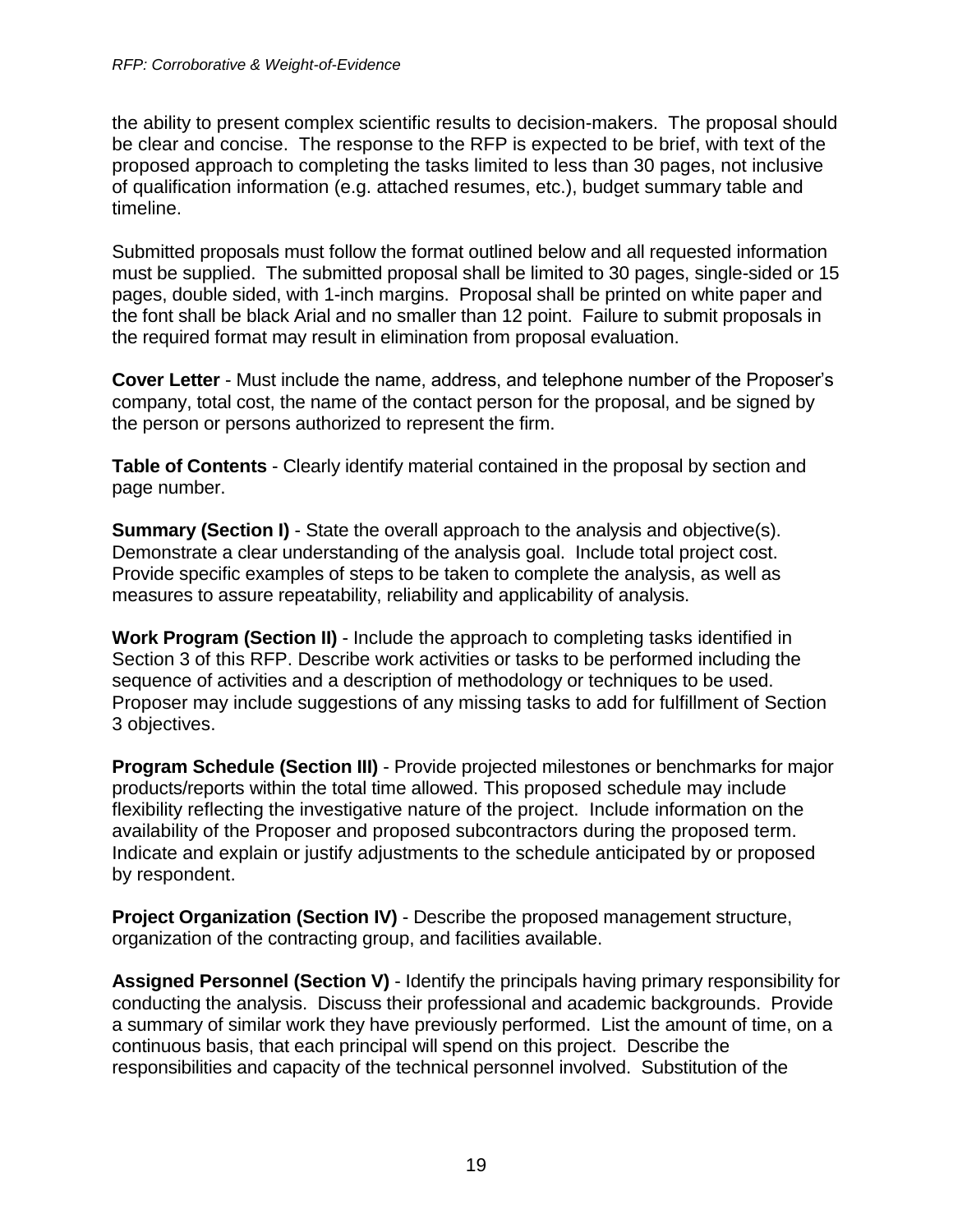the ability to present complex scientific results to decision-makers. The proposal should be clear and concise. The response to the RFP is expected to be brief, with text of the proposed approach to completing the tasks limited to less than 30 pages, not inclusive of qualification information (e.g. attached resumes, etc.), budget summary table and timeline.

Submitted proposals must follow the format outlined below and all requested information must be supplied. The submitted proposal shall be limited to 30 pages, single-sided or 15 pages, double sided, with 1-inch margins. Proposal shall be printed on white paper and the font shall be black Arial and no smaller than 12 point. Failure to submit proposals in the required format may result in elimination from proposal evaluation.

**Cover Letter** - Must include the name, address, and telephone number of the Proposer's company, total cost, the name of the contact person for the proposal, and be signed by the person or persons authorized to represent the firm.

**Table of Contents** - Clearly identify material contained in the proposal by section and page number.

**Summary (Section I)** - State the overall approach to the analysis and objective(s). Demonstrate a clear understanding of the analysis goal. Include total project cost. Provide specific examples of steps to be taken to complete the analysis, as well as measures to assure repeatability, reliability and applicability of analysis.

**Work Program (Section II)** - Include the approach to completing tasks identified in Section 3 of this RFP. Describe work activities or tasks to be performed including the sequence of activities and a description of methodology or techniques to be used. Proposer may include suggestions of any missing tasks to add for fulfillment of Section 3 objectives.

**Program Schedule (Section III)** - Provide projected milestones or benchmarks for major products/reports within the total time allowed. This proposed schedule may include flexibility reflecting the investigative nature of the project. Include information on the availability of the Proposer and proposed subcontractors during the proposed term. Indicate and explain or justify adjustments to the schedule anticipated by or proposed by respondent.

**Project Organization (Section IV)** - Describe the proposed management structure, organization of the contracting group, and facilities available.

**Assigned Personnel (Section V)** - Identify the principals having primary responsibility for conducting the analysis. Discuss their professional and academic backgrounds. Provide a summary of similar work they have previously performed. List the amount of time, on a continuous basis, that each principal will spend on this project. Describe the responsibilities and capacity of the technical personnel involved. Substitution of the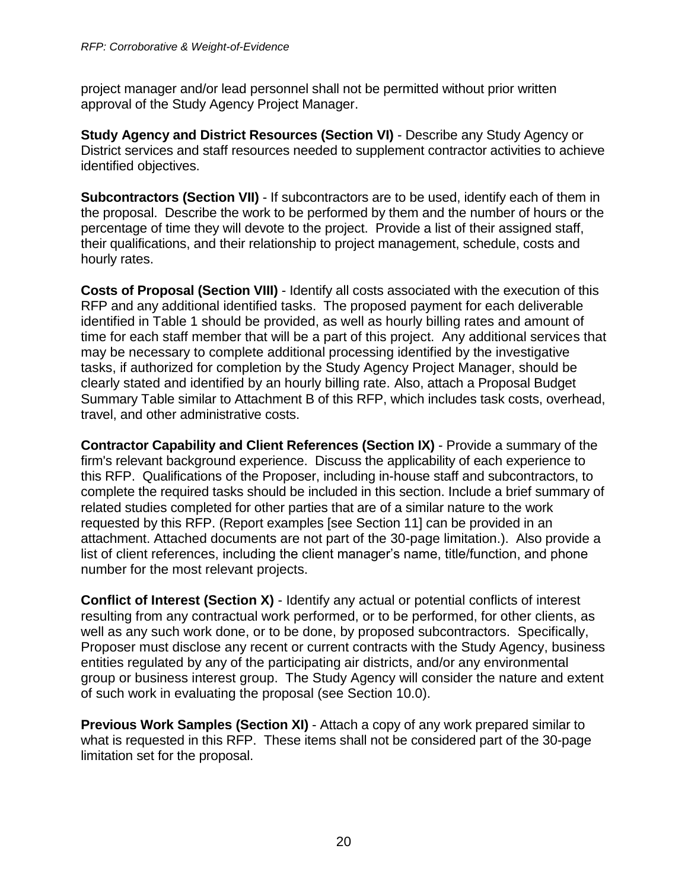project manager and/or lead personnel shall not be permitted without prior written approval of the Study Agency Project Manager.

**Study Agency and District Resources (Section VI)** - Describe any Study Agency or District services and staff resources needed to supplement contractor activities to achieve identified objectives.

**Subcontractors (Section VII)** - If subcontractors are to be used, identify each of them in the proposal. Describe the work to be performed by them and the number of hours or the percentage of time they will devote to the project. Provide a list of their assigned staff, their qualifications, and their relationship to project management, schedule, costs and hourly rates.

**Costs of Proposal (Section VIII)** - Identify all costs associated with the execution of this RFP and any additional identified tasks. The proposed payment for each deliverable identified in Table 1 should be provided, as well as hourly billing rates and amount of time for each staff member that will be a part of this project. Any additional services that may be necessary to complete additional processing identified by the investigative tasks, if authorized for completion by the Study Agency Project Manager, should be clearly stated and identified by an hourly billing rate. Also, attach a Proposal Budget Summary Table similar to Attachment B of this RFP, which includes task costs, overhead, travel, and other administrative costs.

**Contractor Capability and Client References (Section IX)** - Provide a summary of the firm's relevant background experience. Discuss the applicability of each experience to this RFP. Qualifications of the Proposer, including in-house staff and subcontractors, to complete the required tasks should be included in this section. Include a brief summary of related studies completed for other parties that are of a similar nature to the work requested by this RFP. (Report examples [see Section 11] can be provided in an attachment. Attached documents are not part of the 30-page limitation.). Also provide a list of client references, including the client manager's name, title/function, and phone number for the most relevant projects.

**Conflict of Interest (Section X)** - Identify any actual or potential conflicts of interest resulting from any contractual work performed, or to be performed, for other clients, as well as any such work done, or to be done, by proposed subcontractors. Specifically, Proposer must disclose any recent or current contracts with the Study Agency, business entities regulated by any of the participating air districts, and/or any environmental group or business interest group. The Study Agency will consider the nature and extent of such work in evaluating the proposal (see Section 10.0).

**Previous Work Samples (Section XI)** - Attach a copy of any work prepared similar to what is requested in this RFP. These items shall not be considered part of the 30-page limitation set for the proposal.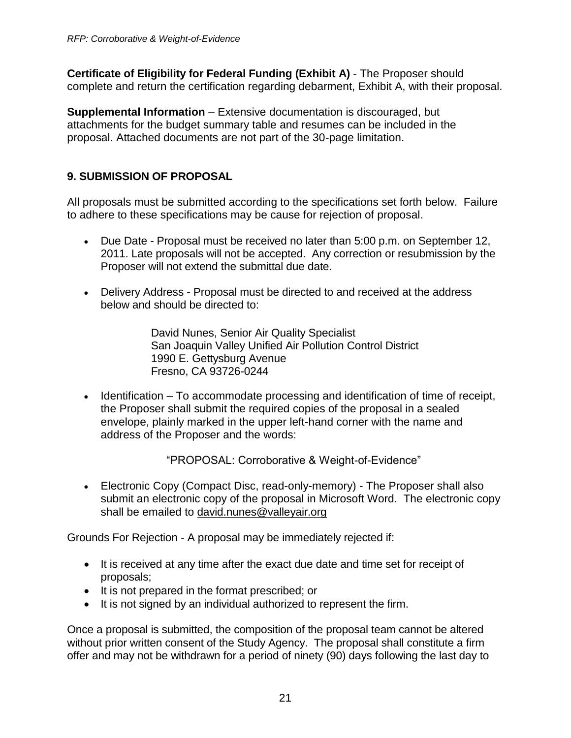**Certificate of Eligibility for Federal Funding (Exhibit A)** - The Proposer should complete and return the certification regarding debarment, Exhibit A, with their proposal.

**Supplemental Information** – Extensive documentation is discouraged, but attachments for the budget summary table and resumes can be included in the proposal. Attached documents are not part of the 30-page limitation.

## 9. SUBMISSION OF PROPOSAL

All proposals must be submitted according to the specifications set forth below. Failure to adhere to these specifications may be cause for rejection of proposal.

- Due Date - Proposal must be received no later than 5:00 p.m. on September 12, 2011. Late proposals will not be accepted. Any correction or resubmission by the Proposer will not extend the submittal due date.
- Delivery Address - Proposal must be directed to and received at the address below and should be directed to:

  David Nunes, Senior Air Quality Specialist
  San Joaquin Valley Unified Air Pollution Control District
  1990 E. Gettysburg Avenue
  Fresno, CA 93726-0244

- Identification – To accommodate processing and identification of time of receipt, the Proposer shall submit the required copies of the proposal in a sealed envelope, plainly marked in the upper left-hand corner with the name and address of the Proposer and the words:

  "PROPOSAL: Corroborative & Weight-of-Evidence"

- Electronic Copy (Compact Disc, read-only-memory) - The Proposer shall also submit an electronic copy of the proposal in Microsoft Word. The electronic copy shall be emailed to david.nunes@valleyair.org

Grounds For Rejection - A proposal may be immediately rejected if:

- It is received at any time after the exact due date and time set for receipt of proposals;
- It is not prepared in the format prescribed; or
- It is not signed by an individual authorized to represent the firm.

Once a proposal is submitted, the composition of the proposal team cannot be altered without prior written consent of the Study Agency. The proposal shall constitute a firm offer and may not be withdrawn for a period of ninety (90) days following the last day to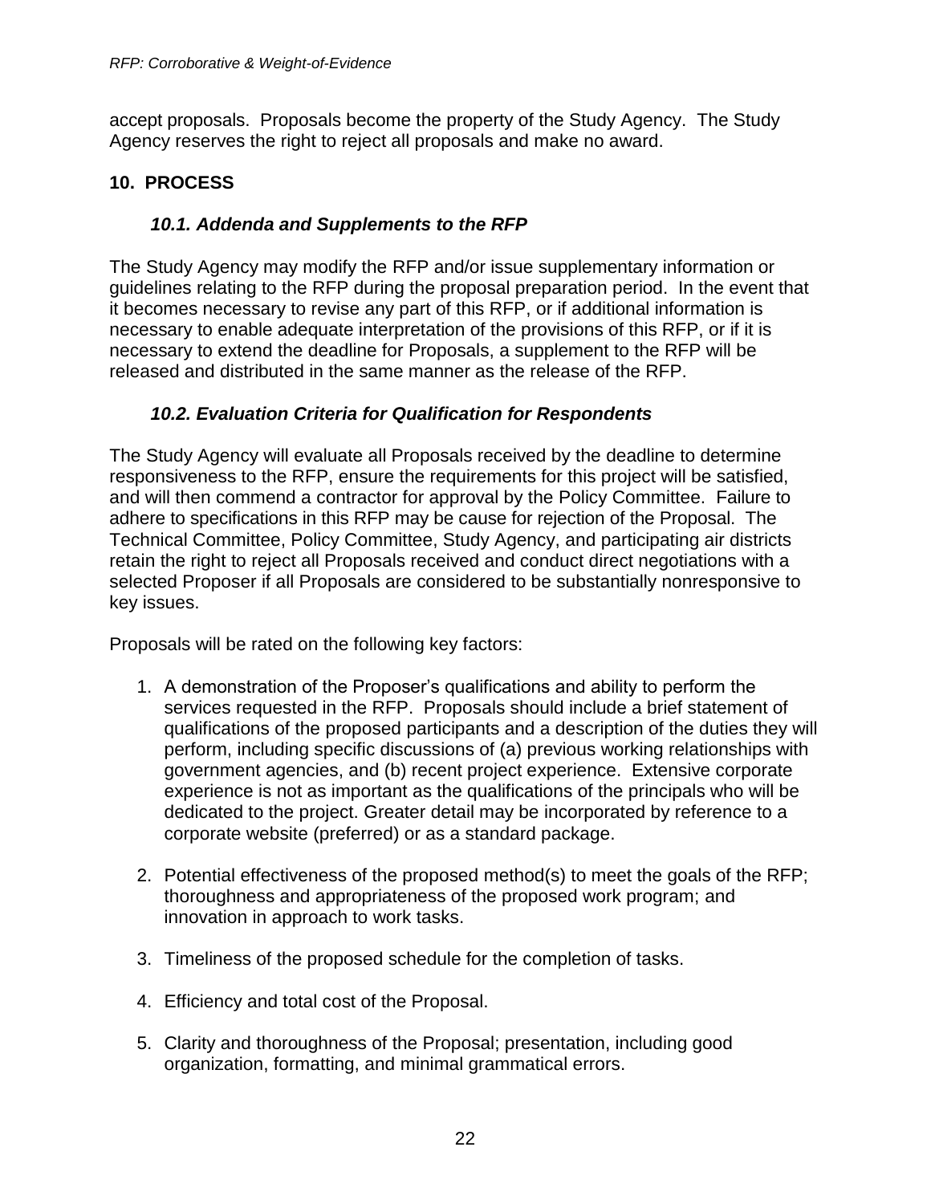accept proposals. Proposals become the property of the Study Agency. The Study Agency reserves the right to reject all proposals and make no award.

## 10. PROCESS

### *10.1. Addenda and Supplements to the RFP*

The Study Agency may modify the RFP and/or issue supplementary information or guidelines relating to the RFP during the proposal preparation period. In the event that it becomes necessary to revise any part of this RFP, or if additional information is necessary to enable adequate interpretation of the provisions of this RFP, or if it is necessary to extend the deadline for Proposals, a supplement to the RFP will be released and distributed in the same manner as the release of the RFP.

### *10.2. Evaluation Criteria for Qualification for Respondents*

The Study Agency will evaluate all Proposals received by the deadline to determine responsiveness to the RFP, ensure the requirements for this project will be satisfied, and will then commend a contractor for approval by the Policy Committee. Failure to adhere to specifications in this RFP may be cause for rejection of the Proposal. The Technical Committee, Policy Committee, Study Agency, and participating air districts retain the right to reject all Proposals received and conduct direct negotiations with a selected Proposer if all Proposals are considered to be substantially nonresponsive to key issues.

Proposals will be rated on the following key factors:

1. A demonstration of the Proposer's qualifications and ability to perform the services requested in the RFP. Proposals should include a brief statement of qualifications of the proposed participants and a description of the duties they will perform, including specific discussions of (a) previous working relationships with government agencies, and (b) recent project experience. Extensive corporate experience is not as important as the qualifications of the principals who will be dedicated to the project. Greater detail may be incorporated by reference to a corporate website (preferred) or as a standard package.

2. Potential effectiveness of the proposed method(s) to meet the goals of the RFP; thoroughness and appropriateness of the proposed work program; and innovation in approach to work tasks.

3. Timeliness of the proposed schedule for the completion of tasks.

4. Efficiency and total cost of the Proposal.

5. Clarity and thoroughness of the Proposal; presentation, including good organization, formatting, and minimal grammatical errors.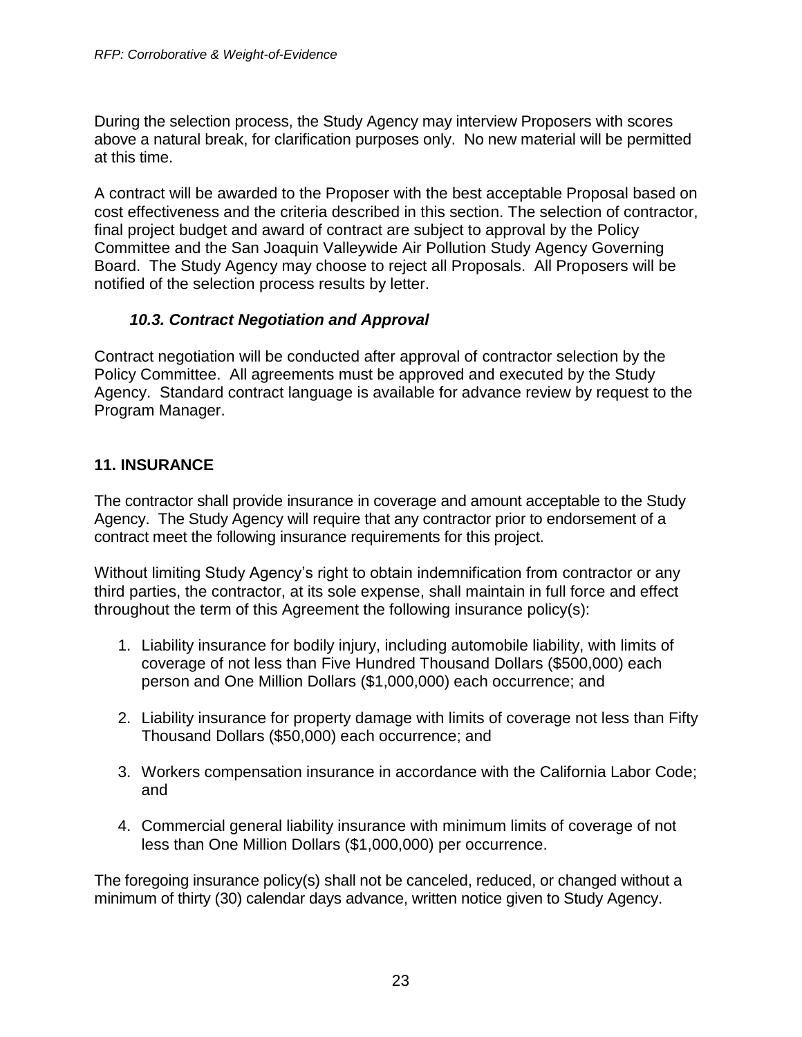During the selection process, the Study Agency may interview Proposers with scores above a natural break, for clarification purposes only. No new material will be permitted at this time.

A contract will be awarded to the Proposer with the best acceptable Proposal based on cost effectiveness and the criteria described in this section. The selection of contractor, final project budget and award of contract are subject to approval by the Policy Committee and the San Joaquin Valleywide Air Pollution Study Agency Governing Board. The Study Agency may choose to reject all Proposals. All Proposers will be notified of the selection process results by letter.

### *10.3. Contract Negotiation and Approval*

Contract negotiation will be conducted after approval of contractor selection by the Policy Committee. All agreements must be approved and executed by the Study Agency. Standard contract language is available for advance review by request to the Program Manager.

## 11. INSURANCE

The contractor shall provide insurance in coverage and amount acceptable to the Study Agency. The Study Agency will require that any contractor prior to endorsement of a contract meet the following insurance requirements for this project.

Without limiting Study Agency's right to obtain indemnification from contractor or any third parties, the contractor, at its sole expense, shall maintain in full force and effect throughout the term of this Agreement the following insurance policy(s):

1. Liability insurance for bodily injury, including automobile liability, with limits of coverage of not less than Five Hundred Thousand Dollars ($500,000) each person and One Million Dollars ($1,000,000) each occurrence; and

2. Liability insurance for property damage with limits of coverage not less than Fifty Thousand Dollars ($50,000) each occurrence; and

3. Workers compensation insurance in accordance with the California Labor Code; and

4. Commercial general liability insurance with minimum limits of coverage of not less than One Million Dollars ($1,000,000) per occurrence.

The foregoing insurance policy(s) shall not be canceled, reduced, or changed without a minimum of thirty (30) calendar days advance, written notice given to Study Agency.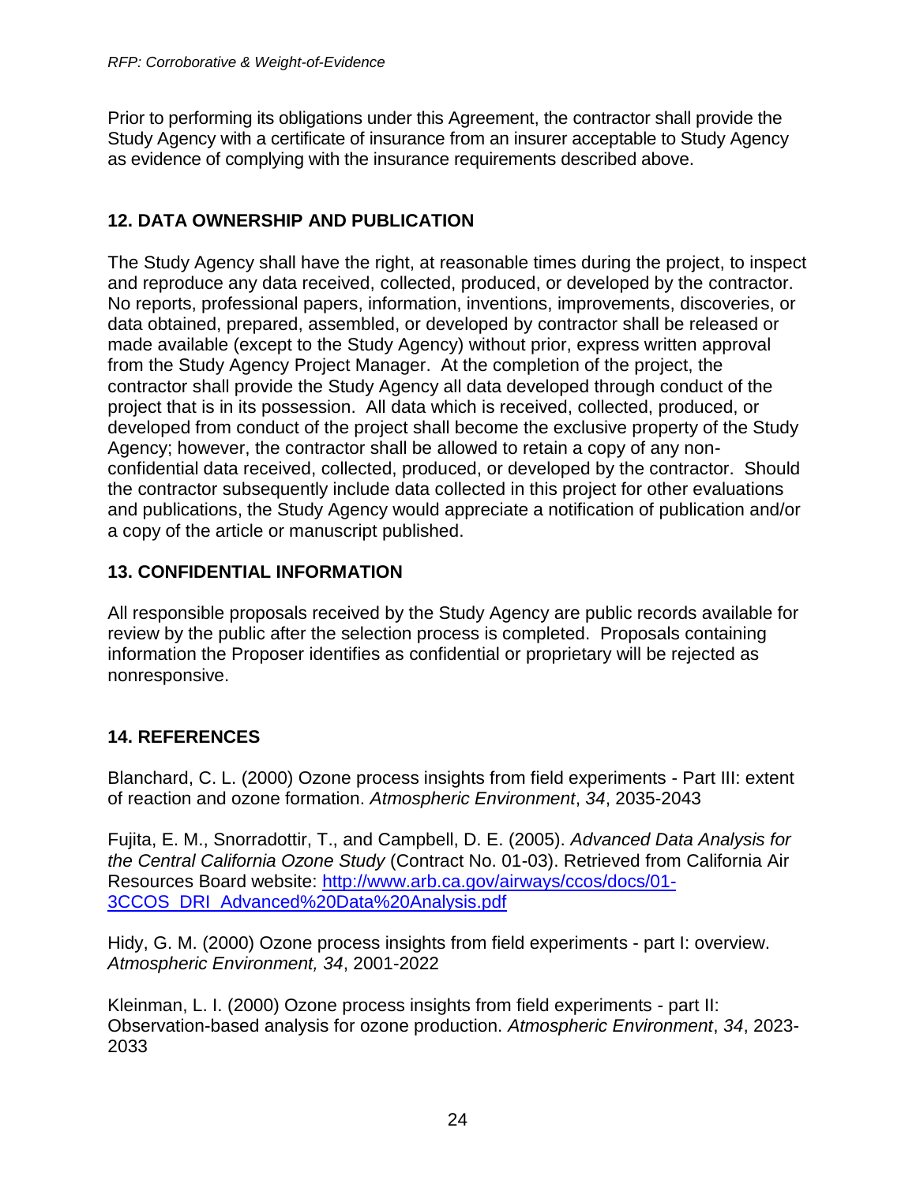Prior to performing its obligations under this Agreement, the contractor shall provide the Study Agency with a certificate of insurance from an insurer acceptable to Study Agency as evidence of complying with the insurance requirements described above.

## 12. DATA OWNERSHIP AND PUBLICATION

The Study Agency shall have the right, at reasonable times during the project, to inspect and reproduce any data received, collected, produced, or developed by the contractor. No reports, professional papers, information, inventions, improvements, discoveries, or data obtained, prepared, assembled, or developed by contractor shall be released or made available (except to the Study Agency) without prior, express written approval from the Study Agency Project Manager. At the completion of the project, the contractor shall provide the Study Agency all data developed through conduct of the project that is in its possession. All data which is received, collected, produced, or developed from conduct of the project shall become the exclusive property of the Study Agency; however, the contractor shall be allowed to retain a copy of any non-confidential data received, collected, produced, or developed by the contractor. Should the contractor subsequently include data collected in this project for other evaluations and publications, the Study Agency would appreciate a notification of publication and/or a copy of the article or manuscript published.

## 13. CONFIDENTIAL INFORMATION

All responsible proposals received by the Study Agency are public records available for review by the public after the selection process is completed. Proposals containing information the Proposer identifies as confidential or proprietary will be rejected as nonresponsive.

## 14. REFERENCES

Blanchard, C. L. (2000) Ozone process insights from field experiments - Part III: extent of reaction and ozone formation. *Atmospheric Environment*, *34*, 2035-2043

Fujita, E. M., Snorradottir, T., and Campbell, D. E. (2005). *Advanced Data Analysis for the Central California Ozone Study* (Contract No. 01-03). Retrieved from California Air Resources Board website: [http://www.arb.ca.gov/airways/ccos/docs/01-3CCOS_DRI_Advanced%20Data%20Analysis.pdf](http://www.arb.ca.gov/airways/ccos/docs/01-3CCOS_DRI_Advanced%20Data%20Analysis.pdf)

Hidy, G. M. (2000) Ozone process insights from field experiments - part I: overview. *Atmospheric Environment, 34*, 2001-2022

Kleinman, L. I. (2000) Ozone process insights from field experiments - part II: Observation-based analysis for ozone production. *Atmospheric Environment*, *34*, 2023-2033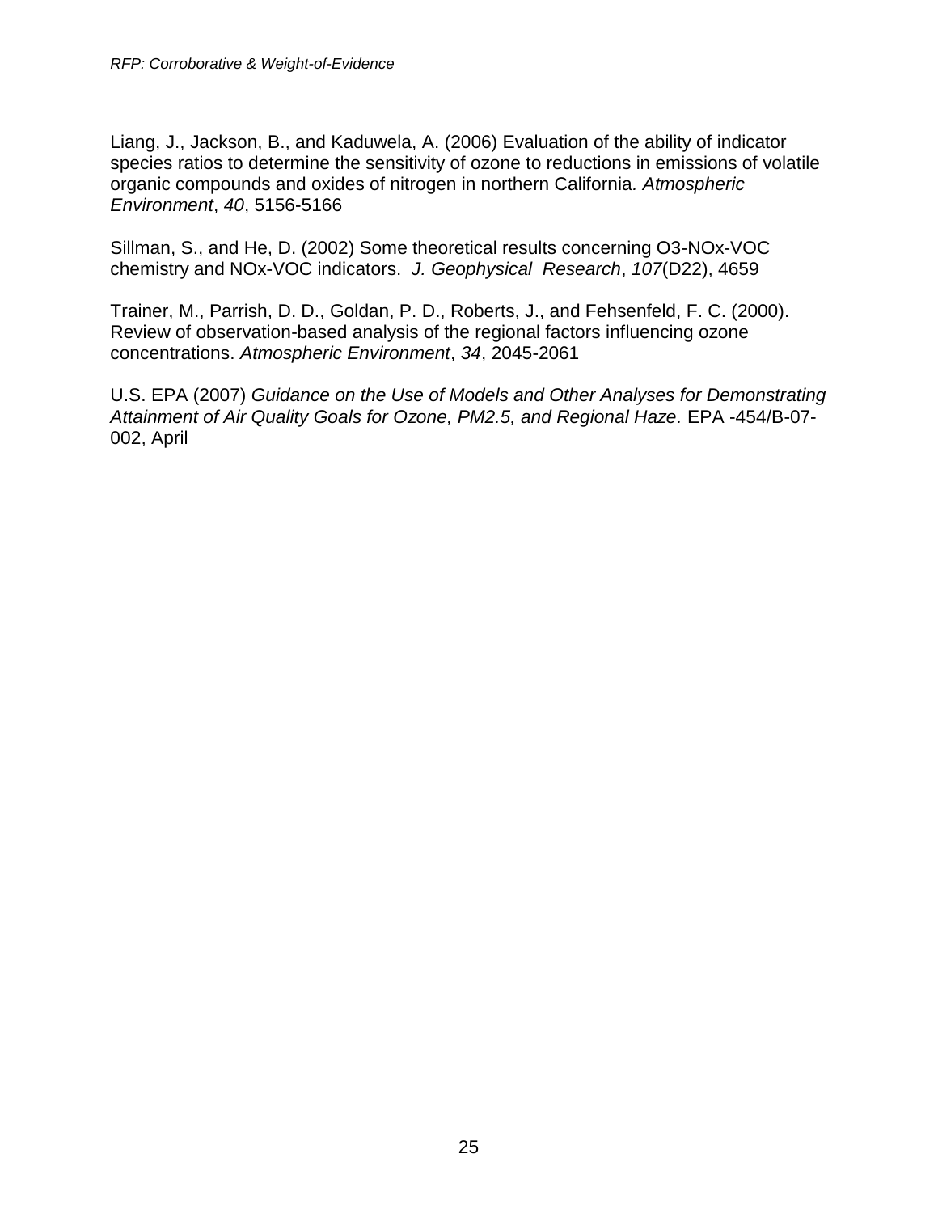Liang, J., Jackson, B., and Kaduwela, A. (2006) Evaluation of the ability of indicator species ratios to determine the sensitivity of ozone to reductions in emissions of volatile organic compounds and oxides of nitrogen in northern California. *Atmospheric Environment*, *40*, 5156-5166

Sillman, S., and He, D. (2002) Some theoretical results concerning O3-NOx-VOC chemistry and NOx-VOC indicators. *J. Geophysical Research*, *107*(D22), 4659

Trainer, M., Parrish, D. D., Goldan, P. D., Roberts, J., and Fehsenfeld, F. C. (2000). Review of observation-based analysis of the regional factors influencing ozone concentrations. *Atmospheric Environment*, *34*, 2045-2061

U.S. EPA (2007) *Guidance on the Use of Models and Other Analyses for Demonstrating Attainment of Air Quality Goals for Ozone, PM2.5, and Regional Haze*. EPA -454/B-07-002, April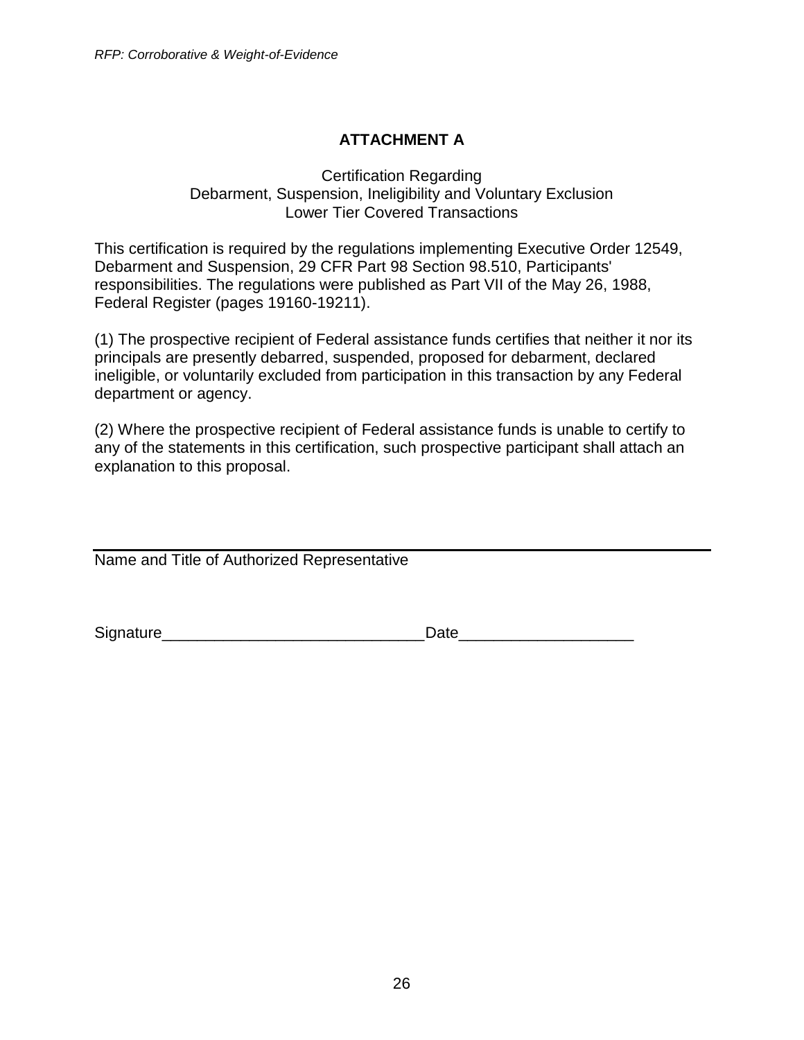# ATTACHMENT A

Certification Regarding
Debarment, Suspension, Ineligibility and Voluntary Exclusion
Lower Tier Covered Transactions

This certification is required by the regulations implementing Executive Order 12549, Debarment and Suspension, 29 CFR Part 98 Section 98.510, Participants' responsibilities. The regulations were published as Part VII of the May 26, 1988, Federal Register (pages 19160-19211).

(1) The prospective recipient of Federal assistance funds certifies that neither it nor its principals are presently debarred, suspended, proposed for debarment, declared ineligible, or voluntarily excluded from participation in this transaction by any Federal department or agency.

(2) Where the prospective recipient of Federal assistance funds is unable to certify to any of the statements in this certification, such prospective participant shall attach an explanation to this proposal.

______________________________________________________________

Name and Title of Authorized Representative

Signature______________________________Date____________________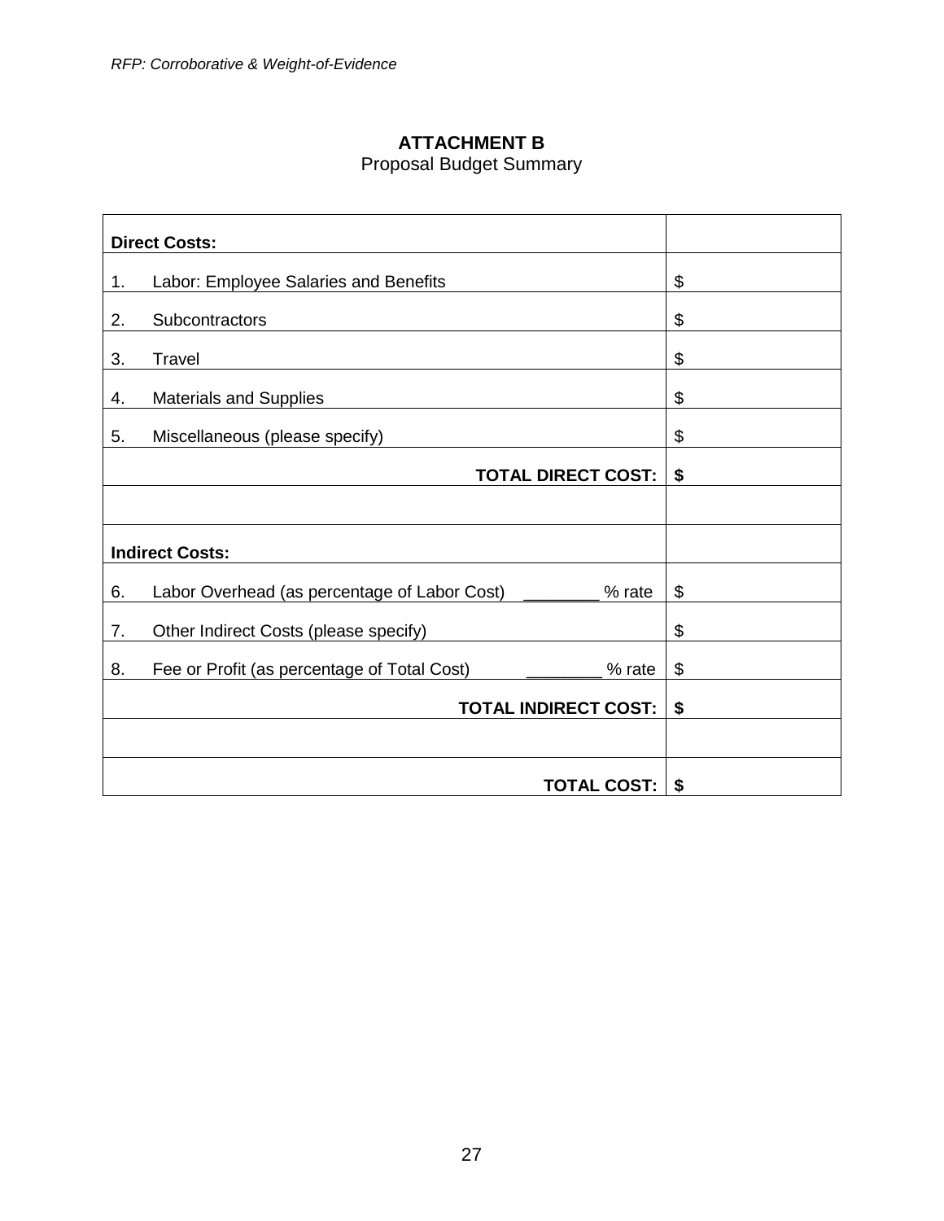## ATTACHMENT B

Proposal Budget Summary

| | |
|---|---|
| **Direct Costs:** | |
| 1. Labor: Employee Salaries and Benefits | $ |
| 2. Subcontractors | $ |
| 3. Travel | $ |
| 4. Materials and Supplies | $ |
| 5. Miscellaneous (please specify) | $ |
| **TOTAL DIRECT COST:** | **$** |
| | |
| **Indirect Costs:** | |
| 6. Labor Overhead (as percentage of Labor Cost) ________ % rate | $ |
| 7. Other Indirect Costs (please specify) | $ |
| 8. Fee or Profit (as percentage of Total Cost) ________ % rate | $ |
| **TOTAL INDIRECT COST:** | **$** |
| | |
| **TOTAL COST:** | **$** |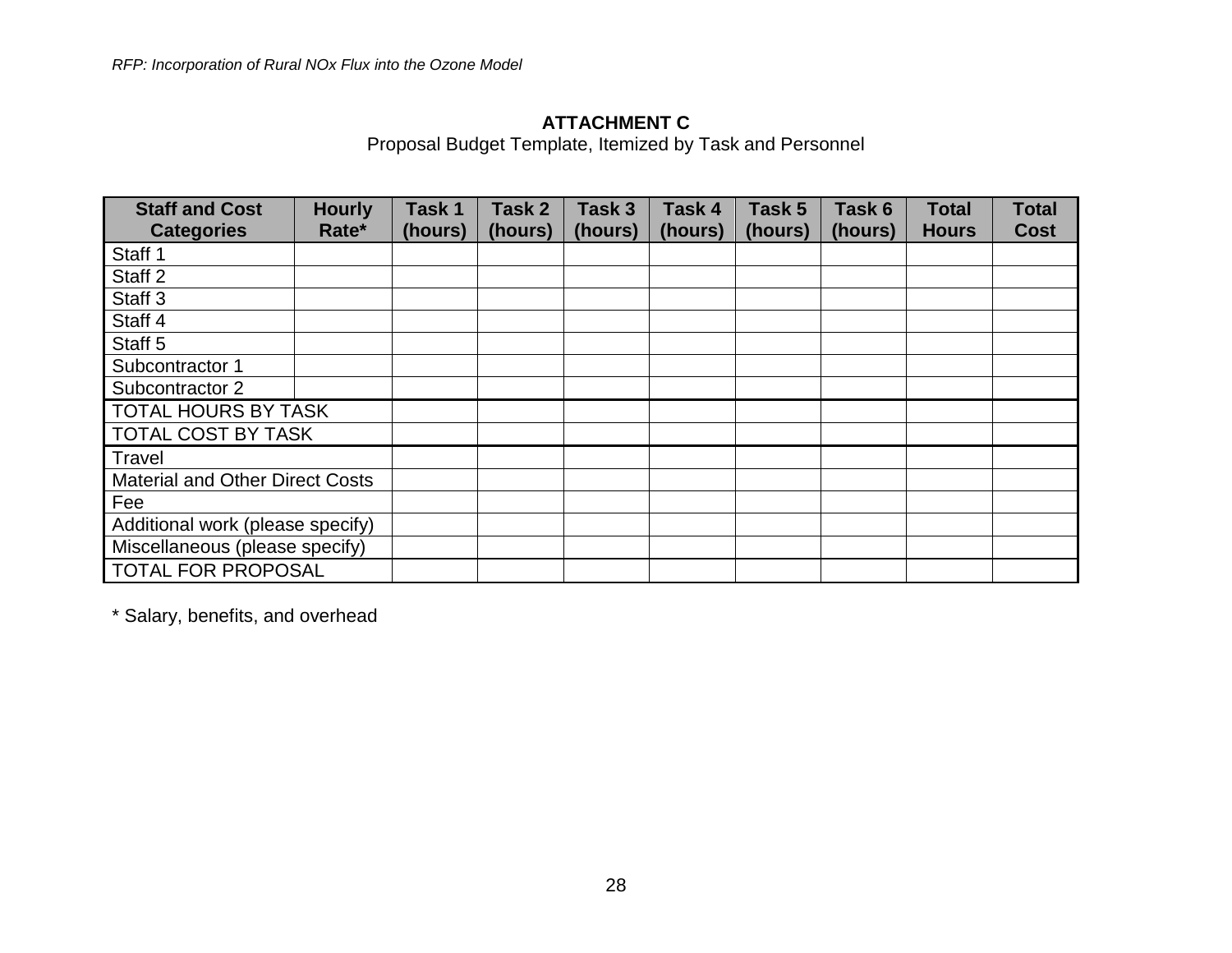**ATTACHMENT C**

Proposal Budget Template, Itemized by Task and Personnel

| Staff and Cost Categories | Hourly Rate* | Task 1 (hours) | Task 2 (hours) | Task 3 (hours) | Task 4 (hours) | Task 5 (hours) | Task 6 (hours) | Total Hours | Total Cost |
|---|---|---|---|---|---|---|---|---|---|
| Staff 1 | | | | | | | | | |
| Staff 2 | | | | | | | | | |
| Staff 3 | | | | | | | | | |
| Staff 4 | | | | | | | | | |
| Staff 5 | | | | | | | | | |
| Subcontractor 1 | | | | | | | | | |
| Subcontractor 2 | | | | | | | | | |
| TOTAL HOURS BY TASK | | | | | | | | | |
| TOTAL COST BY TASK | | | | | | | | | |
| Travel | | | | | | | | | |
| Material and Other Direct Costs | | | | | | | | | |
| Fee | | | | | | | | | |
| Additional work (please specify) | | | | | | | | | |
| Miscellaneous (please specify) | | | | | | | | | |
| TOTAL FOR PROPOSAL | | | | | | | | | |

* Salary, benefits, and overhead